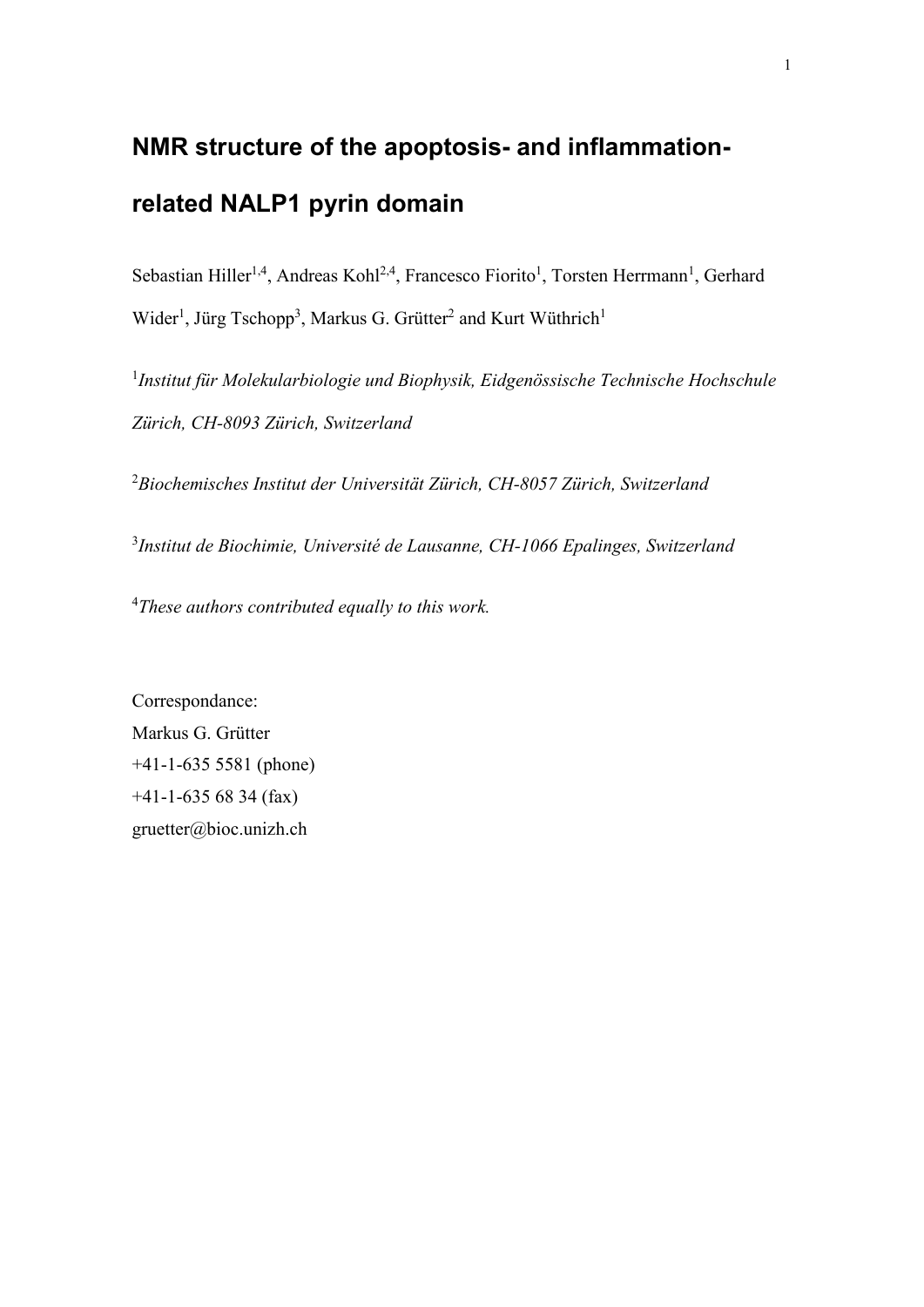# NMR structure of the apoptosis- and inflammation-related NALP1 pyrin domain

Sebastian Hiller[1,4], Andreas Kohl[2,4], Francesco Fiorito[1], Torsten Herrmann[1], Gerhard Wider[1], Jürg Tschopp[3], Markus G. Grütter[2] and Kurt Wüthrich[1]

[1]*Institut für Molekularbiologie und Biophysik, Eidgenössische Technische Hochschule Zürich, CH-8093 Zürich, Switzerland*

[2]*Biochemisches Institut der Universität Zürich, CH-8057 Zürich, Switzerland*

[3]*Institut de Biochimie, Université de Lausanne, CH-1066 Epalinges, Switzerland*

[4]*These authors contributed equally to this work.*

Correspondance:
Markus G. Grütter
+41-1-635 5581 (phone)
+41-1-635 68 34 (fax)
gruetter@bioc.unizh.ch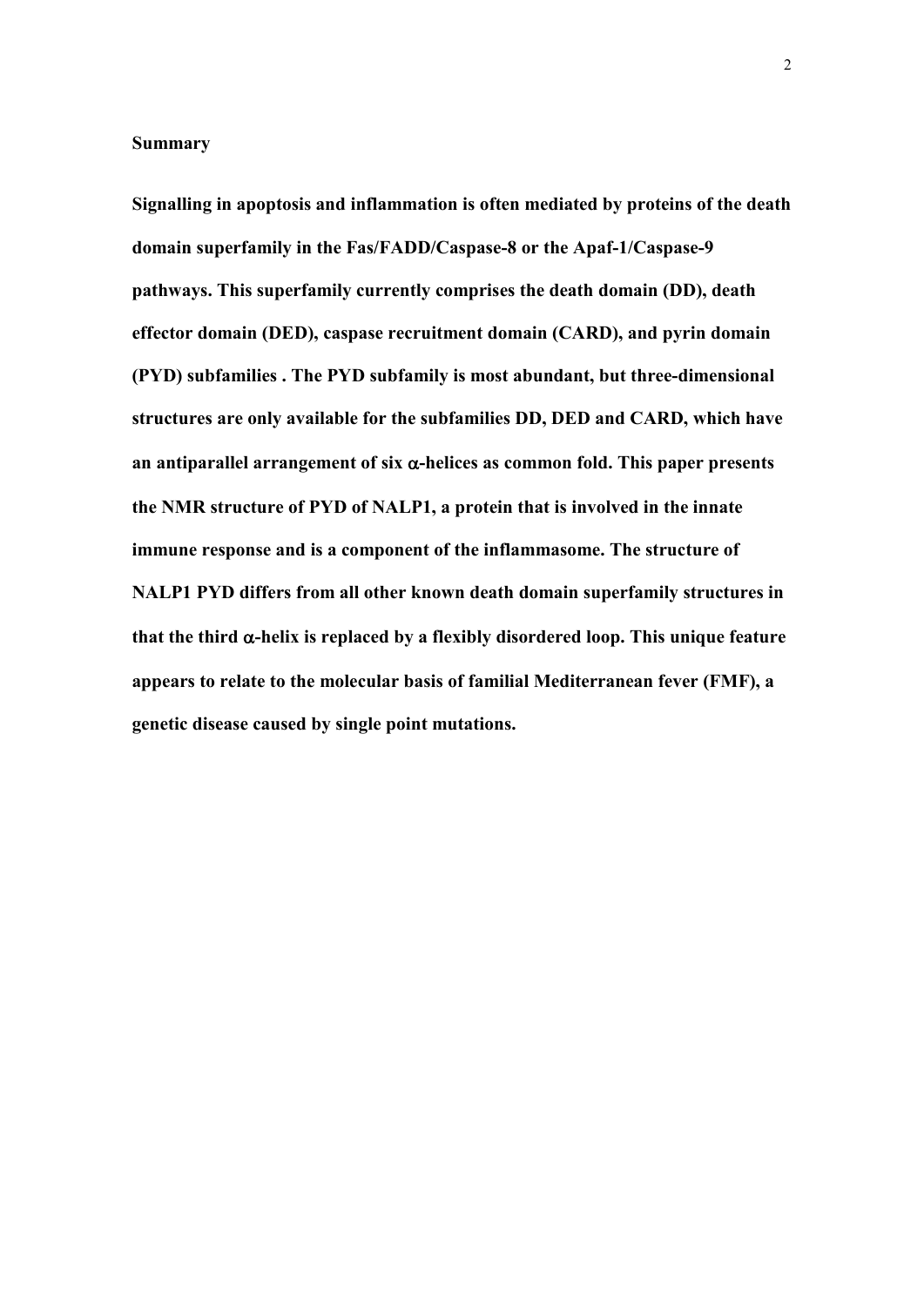## Summary

**Signalling in apoptosis and inflammation is often mediated by proteins of the death domain superfamily in the Fas/FADD/Caspase-8 or the Apaf-1/Caspase-9 pathways. This superfamily currently comprises the death domain (DD), death effector domain (DED), caspase recruitment domain (CARD), and pyrin domain (PYD) subfamilies . The PYD subfamily is most abundant, but three-dimensional structures are only available for the subfamilies DD, DED and CARD, which have an antiparallel arrangement of six α-helices as common fold. This paper presents the NMR structure of PYD of NALP1, a protein that is involved in the innate immune response and is a component of the inflammasome. The structure of NALP1 PYD differs from all other known death domain superfamily structures in that the third α-helix is replaced by a flexibly disordered loop. This unique feature appears to relate to the molecular basis of familial Mediterranean fever (FMF), a genetic disease caused by single point mutations.**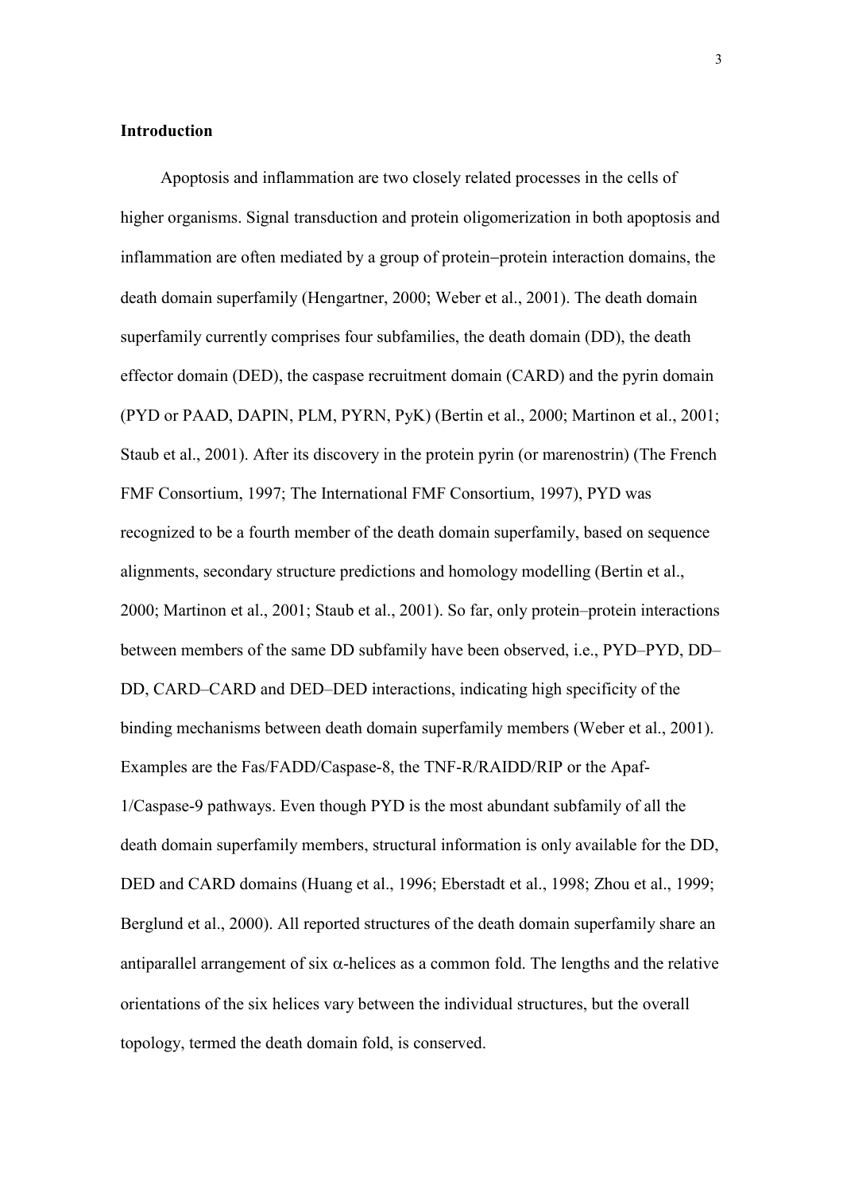## Introduction

Apoptosis and inflammation are two closely related processes in the cells of higher organisms. Signal transduction and protein oligomerization in both apoptosis and inflammation are often mediated by a group of protein–protein interaction domains, the death domain superfamily (Hengartner, 2000; Weber et al., 2001). The death domain superfamily currently comprises four subfamilies, the death domain (DD), the death effector domain (DED), the caspase recruitment domain (CARD) and the pyrin domain (PYD or PAAD, DAPIN, PLM, PYRN, PyK) (Bertin et al., 2000; Martinon et al., 2001; Staub et al., 2001). After its discovery in the protein pyrin (or marenostrin) (The French FMF Consortium, 1997; The International FMF Consortium, 1997), PYD was recognized to be a fourth member of the death domain superfamily, based on sequence alignments, secondary structure predictions and homology modelling (Bertin et al., 2000; Martinon et al., 2001; Staub et al., 2001). So far, only protein–protein interactions between members of the same DD subfamily have been observed, i.e., PYD–PYD, DD–DD, CARD–CARD and DED–DED interactions, indicating high specificity of the binding mechanisms between death domain superfamily members (Weber et al., 2001). Examples are the Fas/FADD/Caspase-8, the TNF-R/RAIDD/RIP or the Apaf-1/Caspase-9 pathways. Even though PYD is the most abundant subfamily of all the death domain superfamily members, structural information is only available for the DD, DED and CARD domains (Huang et al., 1996; Eberstadt et al., 1998; Zhou et al., 1999; Berglund et al., 2000). All reported structures of the death domain superfamily share an antiparallel arrangement of six $\alpha$-helices as a common fold. The lengths and the relative orientations of the six helices vary between the individual structures, but the overall topology, termed the death domain fold, is conserved.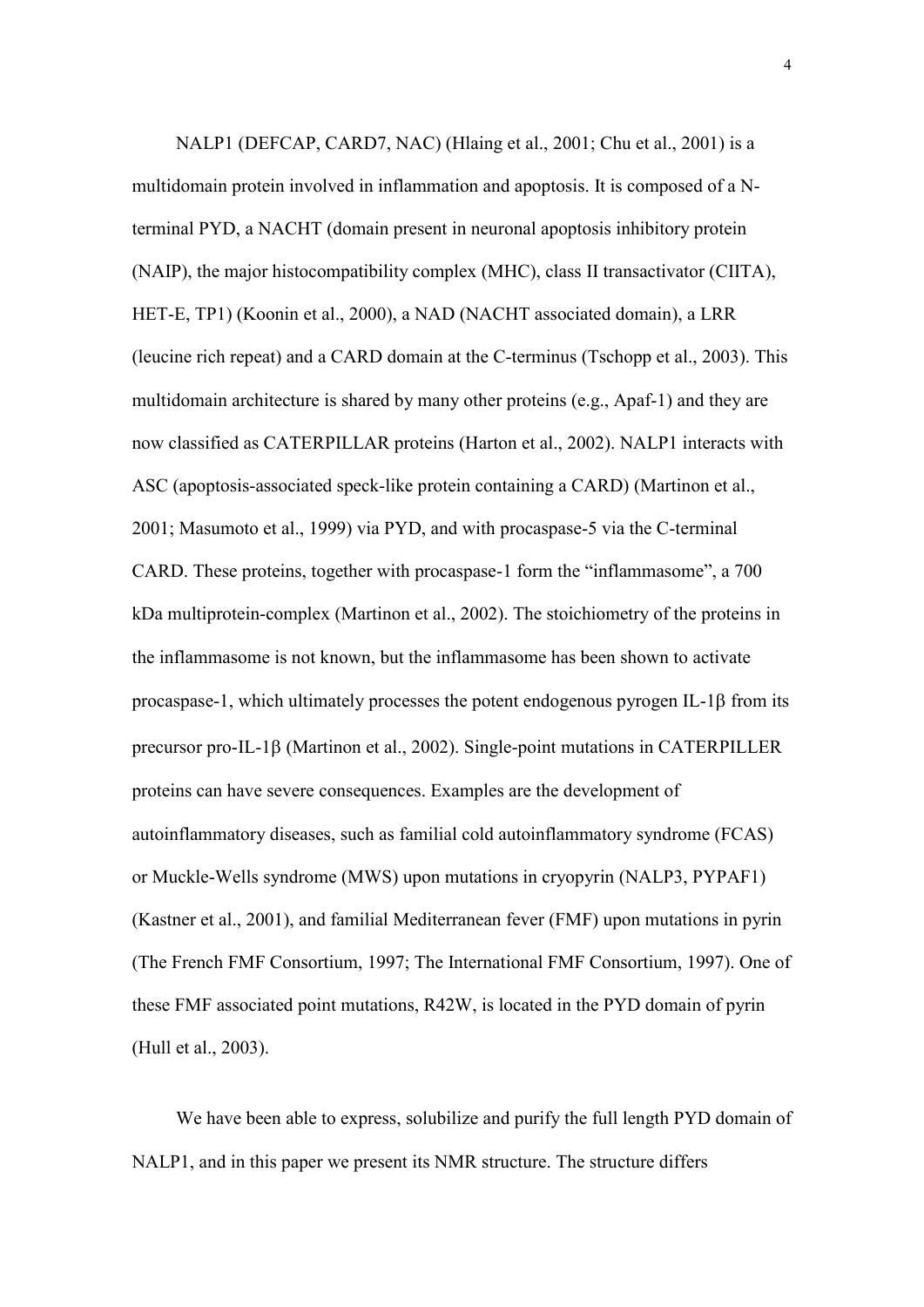NALP1 (DEFCAP, CARD7, NAC) (Hlaing et al., 2001; Chu et al., 2001) is a multidomain protein involved in inflammation and apoptosis. It is composed of a N-terminal PYD, a NACHT (domain present in neuronal apoptosis inhibitory protein (NAIP), the major histocompatibility complex (MHC), class II transactivator (CIITA), HET-E, TP1) (Koonin et al., 2000), a NAD (NACHT associated domain), a LRR (leucine rich repeat) and a CARD domain at the C-terminus (Tschopp et al., 2003). This multidomain architecture is shared by many other proteins (e.g., Apaf-1) and they are now classified as CATERPILLAR proteins (Harton et al., 2002). NALP1 interacts with ASC (apoptosis-associated speck-like protein containing a CARD) (Martinon et al., 2001; Masumoto et al., 1999) via PYD, and with procaspase-5 via the C-terminal CARD. These proteins, together with procaspase-1 form the "inflammasome", a 700 kDa multiprotein-complex (Martinon et al., 2002). The stoichiometry of the proteins in the inflammasome is not known, but the inflammasome has been shown to activate procaspase-1, which ultimately processes the potent endogenous pyrogen IL-1$\beta$ from its precursor pro-IL-1$\beta$ (Martinon et al., 2002). Single-point mutations in CATERPILLER proteins can have severe consequences. Examples are the development of autoinflammatory diseases, such as familial cold autoinflammatory syndrome (FCAS) or Muckle-Wells syndrome (MWS) upon mutations in cryopyrin (NALP3, PYPAF1) (Kastner et al., 2001), and familial Mediterranean fever (FMF) upon mutations in pyrin (The French FMF Consortium, 1997; The International FMF Consortium, 1997). One of these FMF associated point mutations, R42W, is located in the PYD domain of pyrin (Hull et al., 2003).

We have been able to express, solubilize and purify the full length PYD domain of NALP1, and in this paper we present its NMR structure. The structure differs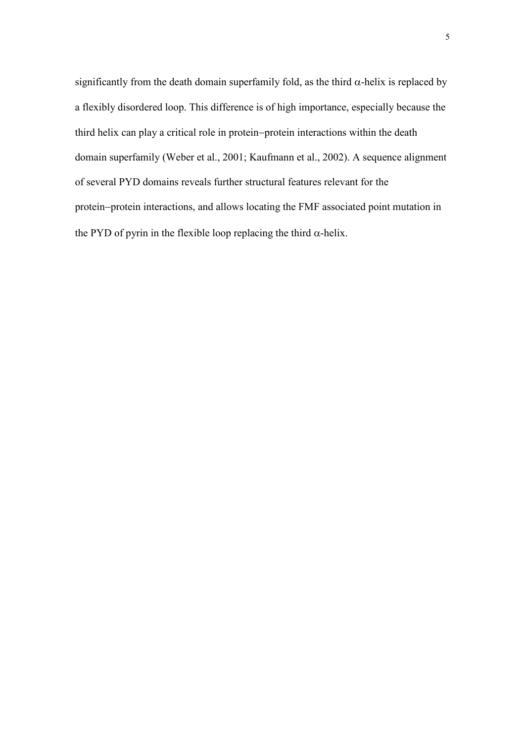significantly from the death domain superfamily fold, as the third $\alpha$-helix is replaced by a flexibly disordered loop. This difference is of high importance, especially because the third helix can play a critical role in protein–protein interactions within the death domain superfamily (Weber et al., 2001; Kaufmann et al., 2002). A sequence alignment of several PYD domains reveals further structural features relevant for the protein–protein interactions, and allows locating the FMF associated point mutation in the PYD of pyrin in the flexible loop replacing the third $\alpha$-helix.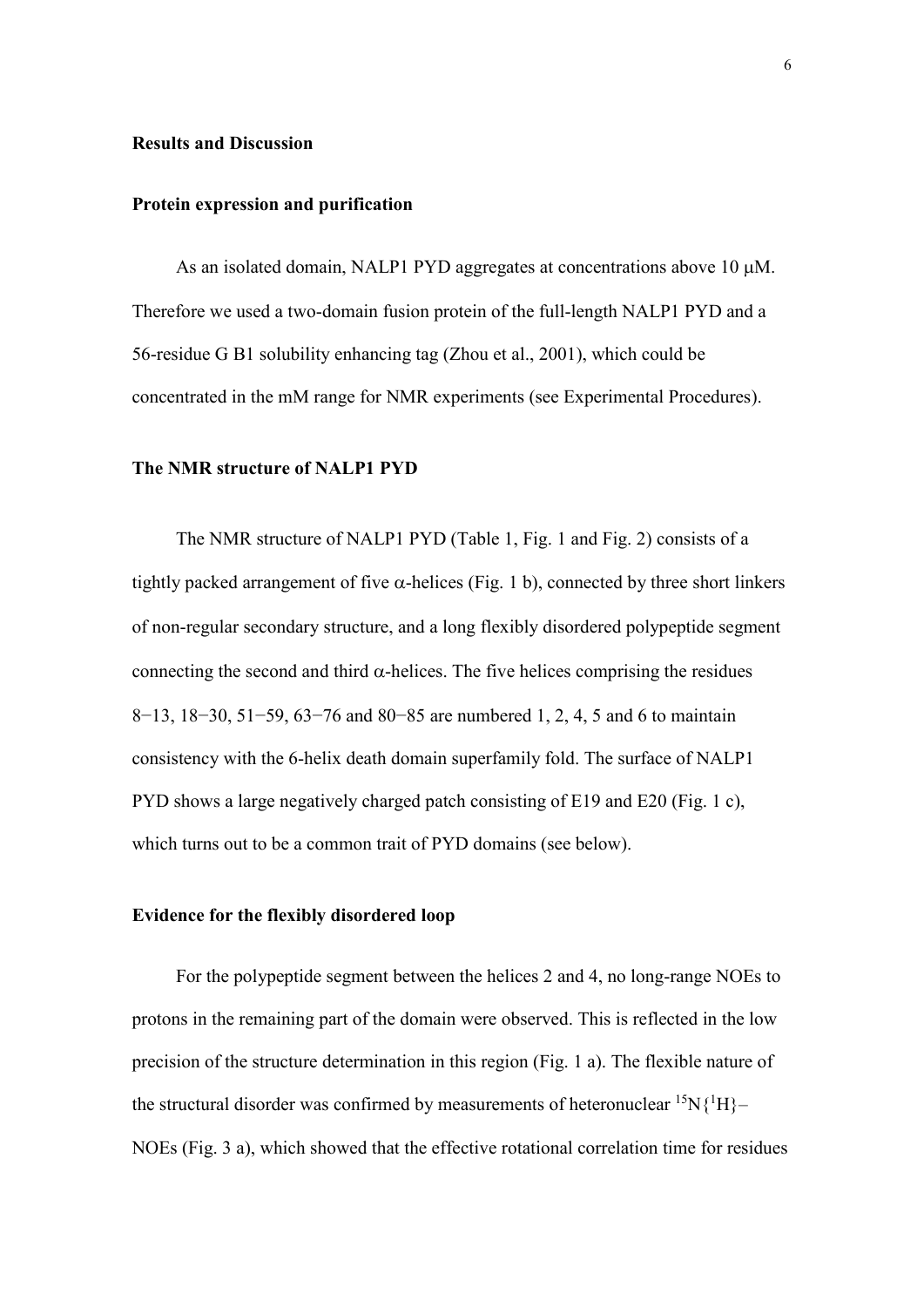## Results and Discussion

### Protein expression and purification

As an isolated domain, NALP1 PYD aggregates at concentrations above 10 μM. Therefore we used a two-domain fusion protein of the full-length NALP1 PYD and a 56-residue G B1 solubility enhancing tag (Zhou et al., 2001), which could be concentrated in the mM range for NMR experiments (see Experimental Procedures).

### The NMR structure of NALP1 PYD

The NMR structure of NALP1 PYD (Table 1, Fig. 1 and Fig. 2) consists of a tightly packed arrangement of five α-helices (Fig. 1 b), connected by three short linkers of non-regular secondary structure, and a long flexibly disordered polypeptide segment connecting the second and third α-helices. The five helices comprising the residues 8−13, 18−30, 51−59, 63−76 and 80−85 are numbered 1, 2, 4, 5 and 6 to maintain consistency with the 6-helix death domain superfamily fold. The surface of NALP1 PYD shows a large negatively charged patch consisting of E19 and E20 (Fig. 1 c), which turns out to be a common trait of PYD domains (see below).

### Evidence for the flexibly disordered loop

For the polypeptide segment between the helices 2 and 4, no long-range NOEs to protons in the remaining part of the domain were observed. This is reflected in the low precision of the structure determination in this region (Fig. 1 a). The flexible nature of the structural disorder was confirmed by measurements of heteronuclear $^{15}N\{^{1}H\}$–NOEs (Fig. 3 a), which showed that the effective rotational correlation time for residues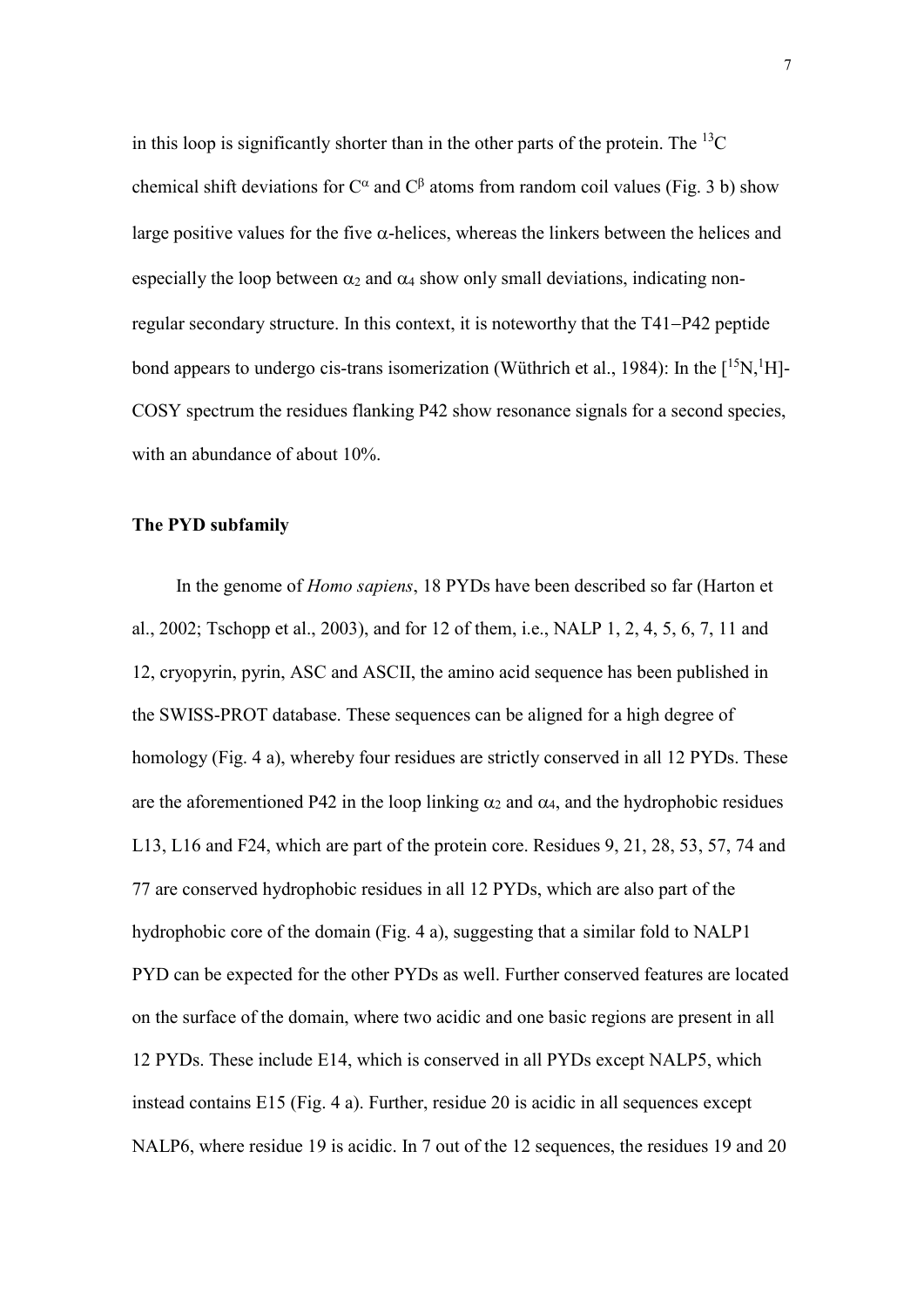in this loop is significantly shorter than in the other parts of the protein. The $^{13}C$ chemical shift deviations for $C^{\alpha}$ and $C^{\beta}$ atoms from random coil values (Fig. 3 b) show large positive values for the five $\alpha$-helices, whereas the linkers between the helices and especially the loop between $\alpha_2$ and $\alpha_4$ show only small deviations, indicating non-regular secondary structure. In this context, it is noteworthy that the T41−P42 peptide bond appears to undergo cis-trans isomerization (Wüthrich et al., 1984): In the [$^{15}N$,$^{1}H$]-COSY spectrum the residues flanking P42 show resonance signals for a second species, with an abundance of about 10%.

### The PYD subfamily

In the genome of *Homo sapiens*, 18 PYDs have been described so far (Harton et al., 2002; Tschopp et al., 2003), and for 12 of them, i.e., NALP 1, 2, 4, 5, 6, 7, 11 and 12, cryopyrin, pyrin, ASC and ASCII, the amino acid sequence has been published in the SWISS-PROT database. These sequences can be aligned for a high degree of homology (Fig. 4 a), whereby four residues are strictly conserved in all 12 PYDs. These are the aforementioned P42 in the loop linking $\alpha_2$ and $\alpha_4$, and the hydrophobic residues L13, L16 and F24, which are part of the protein core. Residues 9, 21, 28, 53, 57, 74 and 77 are conserved hydrophobic residues in all 12 PYDs, which are also part of the hydrophobic core of the domain (Fig. 4 a), suggesting that a similar fold to NALP1 PYD can be expected for the other PYDs as well. Further conserved features are located on the surface of the domain, where two acidic and one basic regions are present in all 12 PYDs. These include E14, which is conserved in all PYDs except NALP5, which instead contains E15 (Fig. 4 a). Further, residue 20 is acidic in all sequences except NALP6, where residue 19 is acidic. In 7 out of the 12 sequences, the residues 19 and 20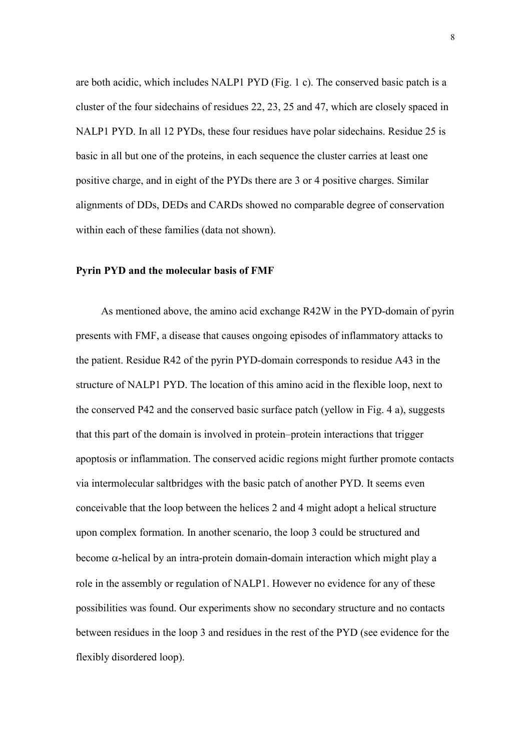are both acidic, which includes NALP1 PYD (Fig. 1 c). The conserved basic patch is a cluster of the four sidechains of residues 22, 23, 25 and 47, which are closely spaced in NALP1 PYD. In all 12 PYDs, these four residues have polar sidechains. Residue 25 is basic in all but one of the proteins, in each sequence the cluster carries at least one positive charge, and in eight of the PYDs there are 3 or 4 positive charges. Similar alignments of DDs, DEDs and CARDs showed no comparable degree of conservation within each of these families (data not shown).

**Pyrin PYD and the molecular basis of FMF**

As mentioned above, the amino acid exchange R42W in the PYD-domain of pyrin presents with FMF, a disease that causes ongoing episodes of inflammatory attacks to the patient. Residue R42 of the pyrin PYD-domain corresponds to residue A43 in the structure of NALP1 PYD. The location of this amino acid in the flexible loop, next to the conserved P42 and the conserved basic surface patch (yellow in Fig. 4 a), suggests that this part of the domain is involved in protein–protein interactions that trigger apoptosis or inflammation. The conserved acidic regions might further promote contacts via intermolecular saltbridges with the basic patch of another PYD. It seems even conceivable that the loop between the helices 2 and 4 might adopt a helical structure upon complex formation. In another scenario, the loop 3 could be structured and become $\alpha$-helical by an intra-protein domain-domain interaction which might play a role in the assembly or regulation of NALP1. However no evidence for any of these possibilities was found. Our experiments show no secondary structure and no contacts between residues in the loop 3 and residues in the rest of the PYD (see evidence for the flexibly disordered loop).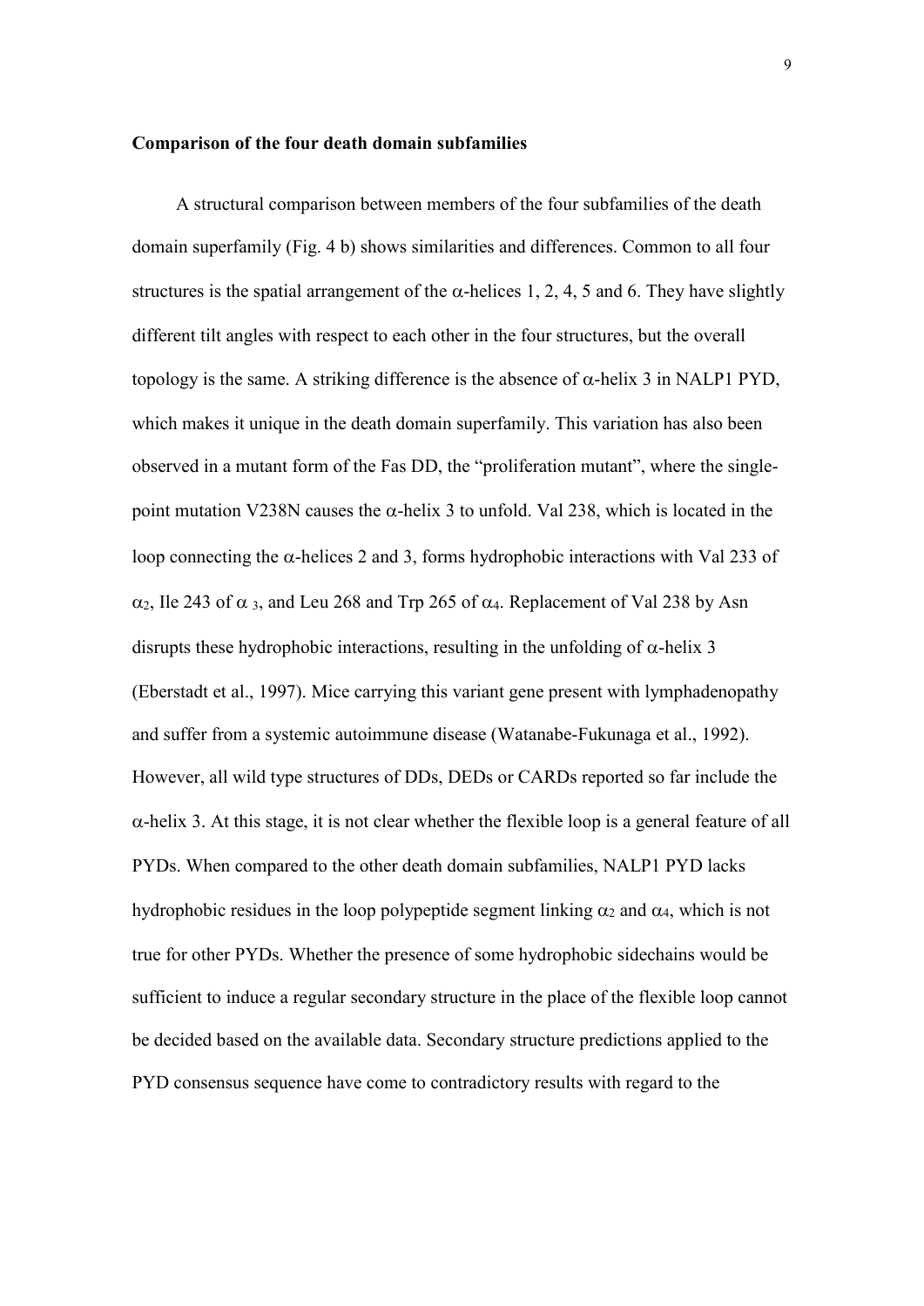**Comparison of the four death domain subfamilies**

A structural comparison between members of the four subfamilies of the death domain superfamily (Fig. 4 b) shows similarities and differences. Common to all four structures is the spatial arrangement of the $\alpha$-helices 1, 2, 4, 5 and 6. They have slightly different tilt angles with respect to each other in the four structures, but the overall topology is the same. A striking difference is the absence of $\alpha$-helix 3 in NALP1 PYD, which makes it unique in the death domain superfamily. This variation has also been observed in a mutant form of the Fas DD, the "proliferation mutant", where the single-point mutation V238N causes the $\alpha$-helix 3 to unfold. Val 238, which is located in the loop connecting the $\alpha$-helices 2 and 3, forms hydrophobic interactions with Val 233 of $\alpha_2$, Ile 243 of $\alpha_3$, and Leu 268 and Trp 265 of $\alpha_4$. Replacement of Val 238 by Asn disrupts these hydrophobic interactions, resulting in the unfolding of $\alpha$-helix 3 (Eberstadt et al., 1997). Mice carrying this variant gene present with lymphadenopathy and suffer from a systemic autoimmune disease (Watanabe-Fukunaga et al., 1992). However, all wild type structures of DDs, DEDs or CARDs reported so far include the $\alpha$-helix 3. At this stage, it is not clear whether the flexible loop is a general feature of all PYDs. When compared to the other death domain subfamilies, NALP1 PYD lacks hydrophobic residues in the loop polypeptide segment linking $\alpha_2$ and $\alpha_4$, which is not true for other PYDs. Whether the presence of some hydrophobic sidechains would be sufficient to induce a regular secondary structure in the place of the flexible loop cannot be decided based on the available data. Secondary structure predictions applied to the PYD consensus sequence have come to contradictory results with regard to the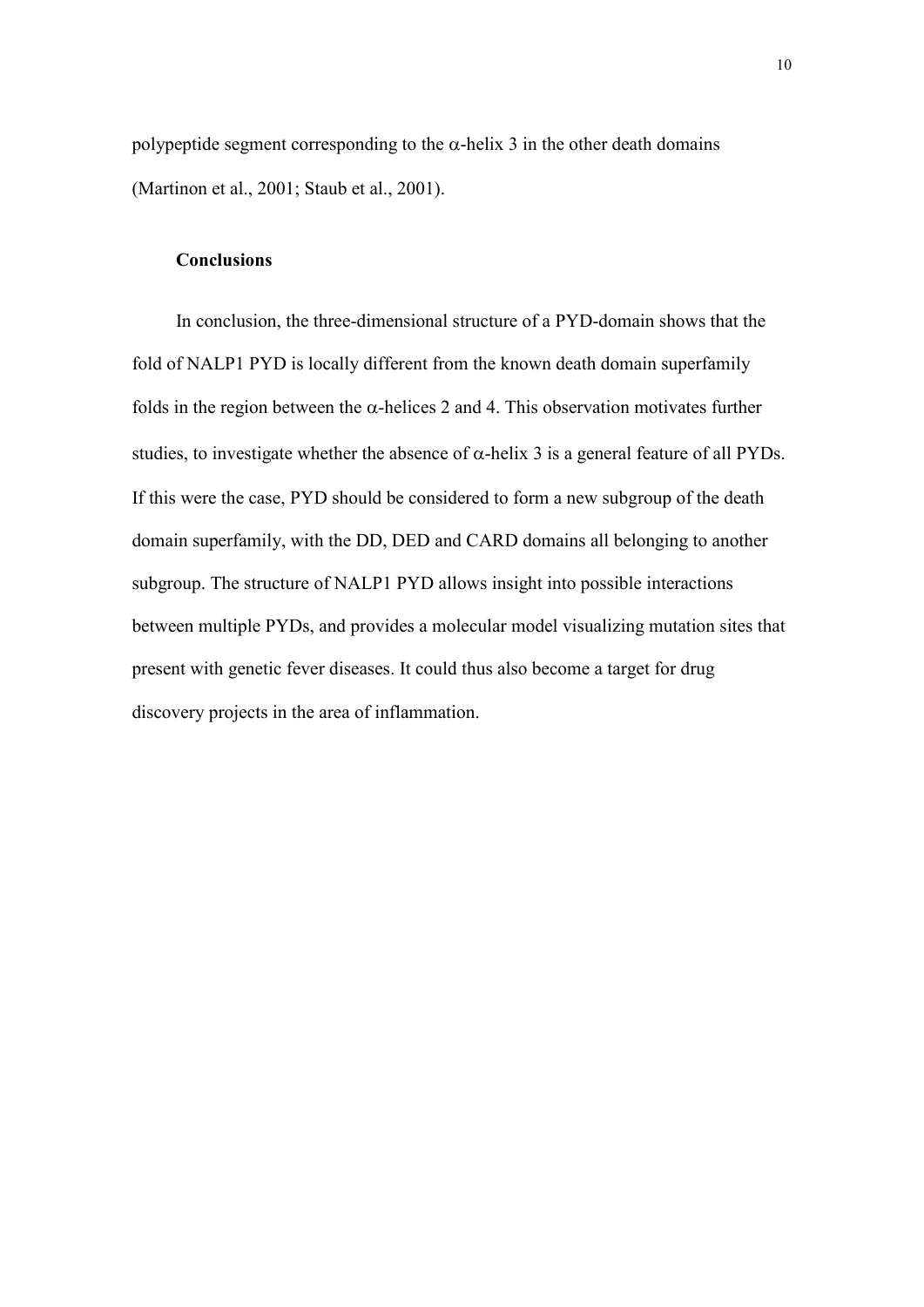polypeptide segment corresponding to the α-helix 3 in the other death domains (Martinon et al., 2001; Staub et al., 2001).

### Conclusions

In conclusion, the three-dimensional structure of a PYD-domain shows that the fold of NALP1 PYD is locally different from the known death domain superfamily folds in the region between the α-helices 2 and 4. This observation motivates further studies, to investigate whether the absence of α-helix 3 is a general feature of all PYDs. If this were the case, PYD should be considered to form a new subgroup of the death domain superfamily, with the DD, DED and CARD domains all belonging to another subgroup. The structure of NALP1 PYD allows insight into possible interactions between multiple PYDs, and provides a molecular model visualizing mutation sites that present with genetic fever diseases. It could thus also become a target for drug discovery projects in the area of inflammation.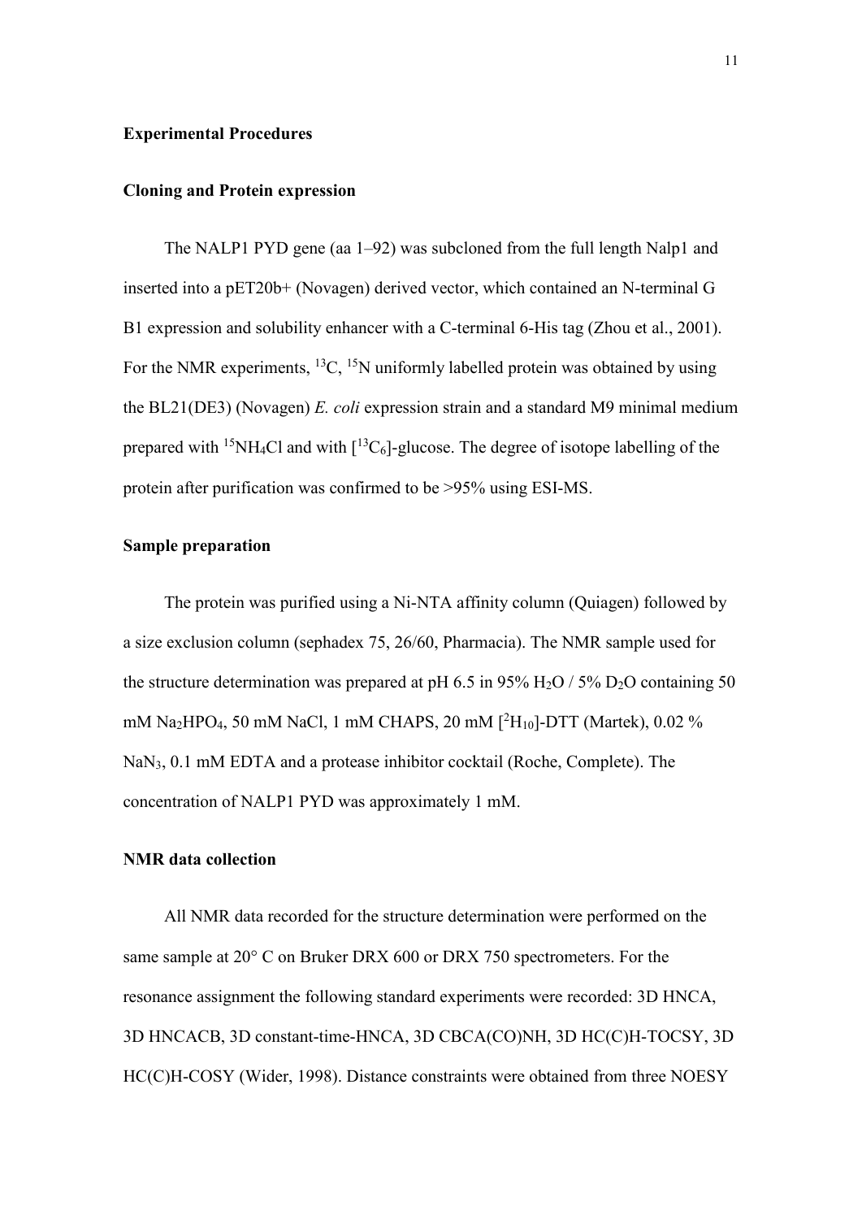## Experimental Procedures

### Cloning and Protein expression

The NALP1 PYD gene (aa 1–92) was subcloned from the full length Nalp1 and inserted into a pET20b+ (Novagen) derived vector, which contained an N-terminal G B1 expression and solubility enhancer with a C-terminal 6-His tag (Zhou et al., 2001). For the NMR experiments, $^{13}C$, $^{15}N$ uniformly labelled protein was obtained by using the BL21(DE3) (Novagen) *E. coli* expression strain and a standard M9 minimal medium prepared with $^{15}NH_4Cl$ and with [$^{13}C_6$]-glucose. The degree of isotope labelling of the protein after purification was confirmed to be >95% using ESI-MS.

### Sample preparation

The protein was purified using a Ni-NTA affinity column (Quiagen) followed by a size exclusion column (sephadex 75, 26/60, Pharmacia). The NMR sample used for the structure determination was prepared at pH 6.5 in 95% $H_2O$ / 5% $D_2O$ containing 50 mM $Na_2HPO_4$, 50 mM NaCl, 1 mM CHAPS, 20 mM [$^2H_{10}$]-DTT (Martek), 0.02 % $NaN_3$, 0.1 mM EDTA and a protease inhibitor cocktail (Roche, Complete). The concentration of NALP1 PYD was approximately 1 mM.

### NMR data collection

All NMR data recorded for the structure determination were performed on the same sample at 20° C on Bruker DRX 600 or DRX 750 spectrometers. For the resonance assignment the following standard experiments were recorded: 3D HNCA, 3D HNCACB, 3D constant-time-HNCA, 3D CBCA(CO)NH, 3D HC(C)H-TOCSY, 3D HC(C)H-COSY (Wider, 1998). Distance constraints were obtained from three NOESY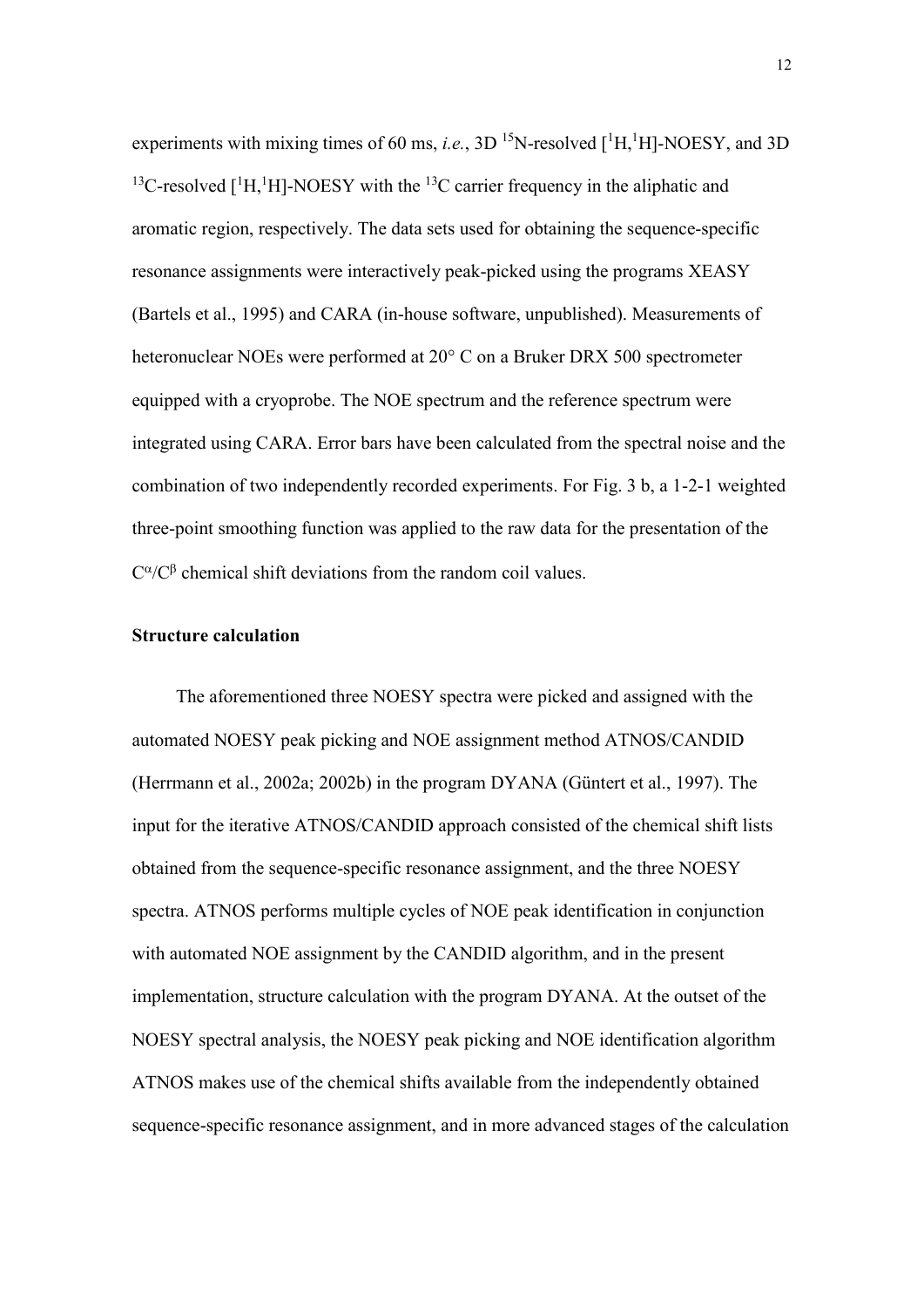experiments with mixing times of 60 ms, *i.e.*, 3D $^{15}$N-resolved [$^{1}$H,$^{1}$H]-NOESY, and 3D $^{13}$C-resolved [$^{1}$H,$^{1}$H]-NOESY with the $^{13}$C carrier frequency in the aliphatic and aromatic region, respectively. The data sets used for obtaining the sequence-specific resonance assignments were interactively peak-picked using the programs XEASY (Bartels et al., 1995) and CARA (in-house software, unpublished). Measurements of heteronuclear NOEs were performed at 20° C on a Bruker DRX 500 spectrometer equipped with a cryoprobe. The NOE spectrum and the reference spectrum were integrated using CARA. Error bars have been calculated from the spectral noise and the combination of two independently recorded experiments. For Fig. 3 b, a 1-2-1 weighted three-point smoothing function was applied to the raw data for the presentation of the $C^{\alpha}/C^{\beta}$ chemical shift deviations from the random coil values.

**Structure calculation**

The aforementioned three NOESY spectra were picked and assigned with the automated NOESY peak picking and NOE assignment method ATNOS/CANDID (Herrmann et al., 2002a; 2002b) in the program DYANA (Güntert et al., 1997). The input for the iterative ATNOS/CANDID approach consisted of the chemical shift lists obtained from the sequence-specific resonance assignment, and the three NOESY spectra. ATNOS performs multiple cycles of NOE peak identification in conjunction with automated NOE assignment by the CANDID algorithm, and in the present implementation, structure calculation with the program DYANA. At the outset of the NOESY spectral analysis, the NOESY peak picking and NOE identification algorithm ATNOS makes use of the chemical shifts available from the independently obtained sequence-specific resonance assignment, and in more advanced stages of the calculation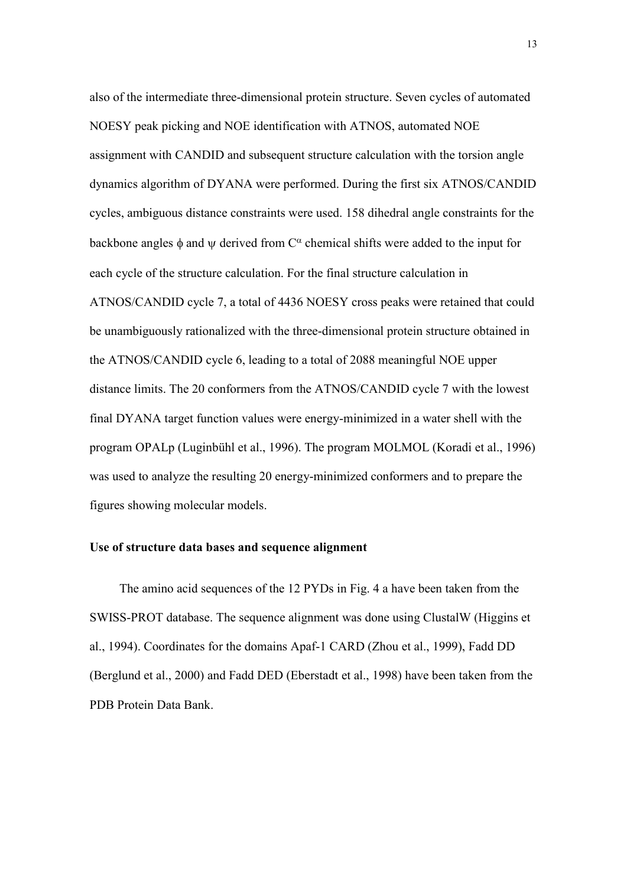also of the intermediate three-dimensional protein structure. Seven cycles of automated NOESY peak picking and NOE identification with ATNOS, automated NOE assignment with CANDID and subsequent structure calculation with the torsion angle dynamics algorithm of DYANA were performed. During the first six ATNOS/CANDID cycles, ambiguous distance constraints were used. 158 dihedral angle constraints for the backbone angles $\phi$ and $\psi$ derived from $C^{\alpha}$ chemical shifts were added to the input for each cycle of the structure calculation. For the final structure calculation in ATNOS/CANDID cycle 7, a total of 4436 NOESY cross peaks were retained that could be unambiguously rationalized with the three-dimensional protein structure obtained in the ATNOS/CANDID cycle 6, leading to a total of 2088 meaningful NOE upper distance limits. The 20 conformers from the ATNOS/CANDID cycle 7 with the lowest final DYANA target function values were energy-minimized in a water shell with the program OPALp (Luginbühl et al., 1996). The program MOLMOL (Koradi et al., 1996) was used to analyze the resulting 20 energy-minimized conformers and to prepare the figures showing molecular models.

**Use of structure data bases and sequence alignment**

The amino acid sequences of the 12 PYDs in Fig. 4 a have been taken from the SWISS-PROT database. The sequence alignment was done using ClustalW (Higgins et al., 1994). Coordinates for the domains Apaf-1 CARD (Zhou et al., 1999), Fadd DD (Berglund et al., 2000) and Fadd DED (Eberstadt et al., 1998) have been taken from the PDB Protein Data Bank.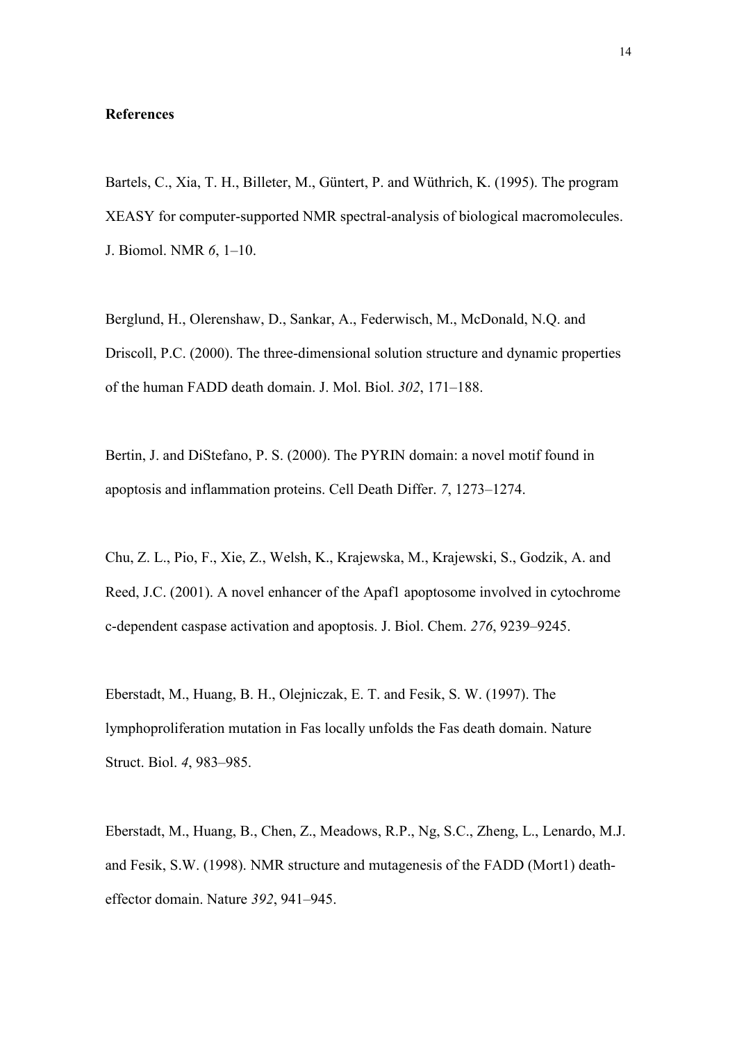**References**

Bartels, C., Xia, T. H., Billeter, M., Güntert, P. and Wüthrich, K. (1995). The program XEASY for computer-supported NMR spectral-analysis of biological macromolecules. J. Biomol. NMR *6*, 1–10.

Berglund, H., Olerenshaw, D., Sankar, A., Federwisch, M., McDonald, N.Q. and Driscoll, P.C. (2000). The three-dimensional solution structure and dynamic properties of the human FADD death domain. J. Mol. Biol. *302*, 171–188.

Bertin, J. and DiStefano, P. S. (2000). The PYRIN domain: a novel motif found in apoptosis and inflammation proteins. Cell Death Differ. *7*, 1273–1274.

Chu, Z. L., Pio, F., Xie, Z., Welsh, K., Krajewska, M., Krajewski, S., Godzik, A. and Reed, J.C. (2001). A novel enhancer of the Apaf1 apoptosome involved in cytochrome c-dependent caspase activation and apoptosis. J. Biol. Chem. *276*, 9239–9245.

Eberstadt, M., Huang, B. H., Olejniczak, E. T. and Fesik, S. W. (1997). The lymphoproliferation mutation in Fas locally unfolds the Fas death domain. Nature Struct. Biol. *4*, 983–985.

Eberstadt, M., Huang, B., Chen, Z., Meadows, R.P., Ng, S.C., Zheng, L., Lenardo, M.J. and Fesik, S.W. (1998). NMR structure and mutagenesis of the FADD (Mort1) death-effector domain. Nature *392*, 941–945.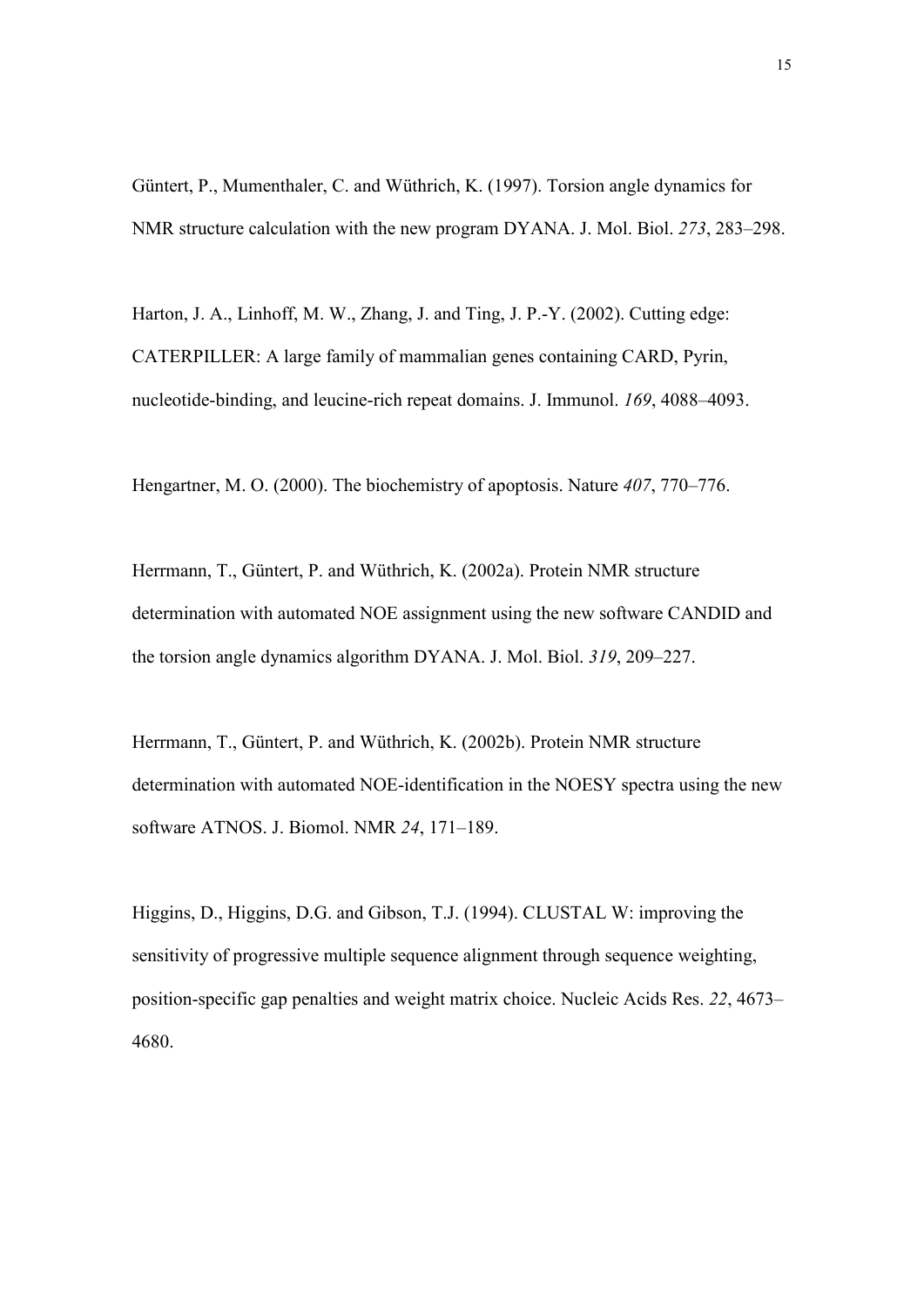Güntert, P., Mumenthaler, C. and Wüthrich, K. (1997). Torsion angle dynamics for NMR structure calculation with the new program DYANA. J. Mol. Biol. *273*, 283–298.

Harton, J. A., Linhoff, M. W., Zhang, J. and Ting, J. P.-Y. (2002). Cutting edge: CATERPILLER: A large family of mammalian genes containing CARD, Pyrin, nucleotide-binding, and leucine-rich repeat domains. J. Immunol. *169*, 4088–4093.

Hengartner, M. O. (2000). The biochemistry of apoptosis. Nature *407*, 770–776.

Herrmann, T., Güntert, P. and Wüthrich, K. (2002a). Protein NMR structure determination with automated NOE assignment using the new software CANDID and the torsion angle dynamics algorithm DYANA. J. Mol. Biol. *319*, 209–227.

Herrmann, T., Güntert, P. and Wüthrich, K. (2002b). Protein NMR structure determination with automated NOE-identification in the NOESY spectra using the new software ATNOS. J. Biomol. NMR *24*, 171–189.

Higgins, D., Higgins, D.G. and Gibson, T.J. (1994). CLUSTAL W: improving the sensitivity of progressive multiple sequence alignment through sequence weighting, position-specific gap penalties and weight matrix choice. Nucleic Acids Res. *22*, 4673–4680.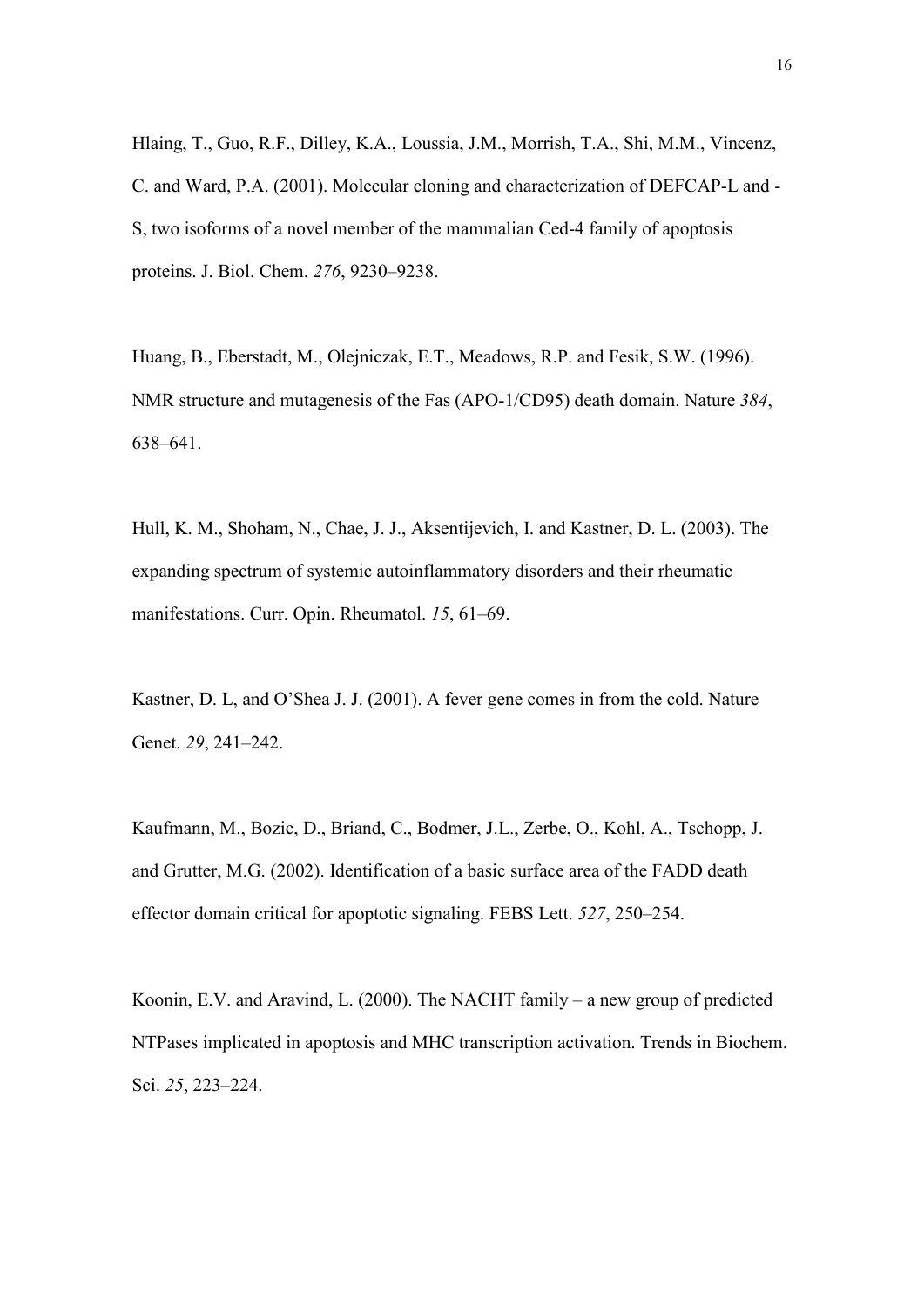Hlaing, T., Guo, R.F., Dilley, K.A., Loussia, J.M., Morrish, T.A., Shi, M.M., Vincenz, C. and Ward, P.A. (2001). Molecular cloning and characterization of DEFCAP-L and -S, two isoforms of a novel member of the mammalian Ced-4 family of apoptosis proteins. J. Biol. Chem. *276*, 9230–9238.

Huang, B., Eberstadt, M., Olejniczak, E.T., Meadows, R.P. and Fesik, S.W. (1996). NMR structure and mutagenesis of the Fas (APO-1/CD95) death domain. Nature *384*, 638–641.

Hull, K. M., Shoham, N., Chae, J. J., Aksentijevich, I. and Kastner, D. L. (2003). The expanding spectrum of systemic autoinflammatory disorders and their rheumatic manifestations. Curr. Opin. Rheumatol. *15*, 61–69.

Kastner, D. L, and O'Shea J. J. (2001). A fever gene comes in from the cold. Nature Genet. *29*, 241–242.

Kaufmann, M., Bozic, D., Briand, C., Bodmer, J.L., Zerbe, O., Kohl, A., Tschopp, J. and Grutter, M.G. (2002). Identification of a basic surface area of the FADD death effector domain critical for apoptotic signaling. FEBS Lett. *527*, 250–254.

Koonin, E.V. and Aravind, L. (2000). The NACHT family – a new group of predicted NTPases implicated in apoptosis and MHC transcription activation. Trends in Biochem. Sci. *25*, 223–224.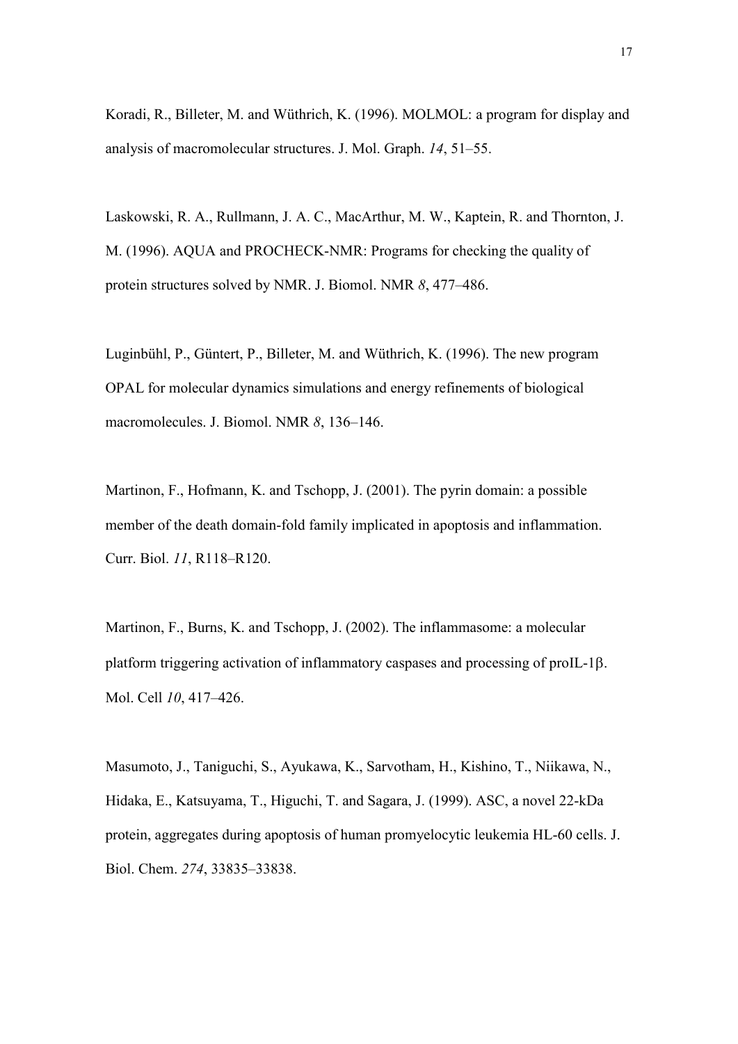Koradi, R., Billeter, M. and Wüthrich, K. (1996). MOLMOL: a program for display and analysis of macromolecular structures. J. Mol. Graph. *14*, 51–55.

Laskowski, R. A., Rullmann, J. A. C., MacArthur, M. W., Kaptein, R. and Thornton, J. M. (1996). AQUA and PROCHECK-NMR: Programs for checking the quality of protein structures solved by NMR. J. Biomol. NMR *8*, 477–486.

Luginbühl, P., Güntert, P., Billeter, M. and Wüthrich, K. (1996). The new program OPAL for molecular dynamics simulations and energy refinements of biological macromolecules. J. Biomol. NMR *8*, 136–146.

Martinon, F., Hofmann, K. and Tschopp, J. (2001). The pyrin domain: a possible member of the death domain-fold family implicated in apoptosis and inflammation. Curr. Biol. *11*, R118–R120.

Martinon, F., Burns, K. and Tschopp, J. (2002). The inflammasome: a molecular platform triggering activation of inflammatory caspases and processing of proIL-1β. Mol. Cell *10*, 417–426.

Masumoto, J., Taniguchi, S., Ayukawa, K., Sarvotham, H., Kishino, T., Niikawa, N., Hidaka, E., Katsuyama, T., Higuchi, T. and Sagara, J. (1999). ASC, a novel 22-kDa protein, aggregates during apoptosis of human promyelocytic leukemia HL-60 cells. J. Biol. Chem. *274*, 33835–33838.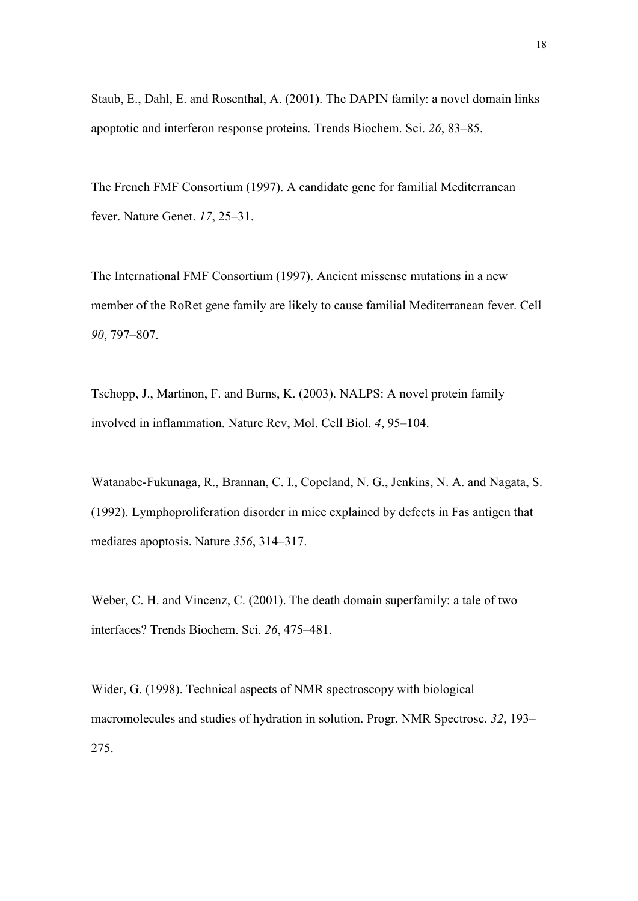Staub, E., Dahl, E. and Rosenthal, A. (2001). The DAPIN family: a novel domain links apoptotic and interferon response proteins. Trends Biochem. Sci. *26*, 83–85.

The French FMF Consortium (1997). A candidate gene for familial Mediterranean fever. Nature Genet. *17*, 25–31.

The International FMF Consortium (1997). Ancient missense mutations in a new member of the RoRet gene family are likely to cause familial Mediterranean fever. Cell *90*, 797–807.

Tschopp, J., Martinon, F. and Burns, K. (2003). NALPS: A novel protein family involved in inflammation. Nature Rev, Mol. Cell Biol. *4*, 95–104.

Watanabe-Fukunaga, R., Brannan, C. I., Copeland, N. G., Jenkins, N. A. and Nagata, S. (1992). Lymphoproliferation disorder in mice explained by defects in Fas antigen that mediates apoptosis. Nature *356*, 314–317.

Weber, C. H. and Vincenz, C. (2001). The death domain superfamily: a tale of two interfaces? Trends Biochem. Sci. *26*, 475–481.

Wider, G. (1998). Technical aspects of NMR spectroscopy with biological macromolecules and studies of hydration in solution. Progr. NMR Spectrosc. *32*, 193–275.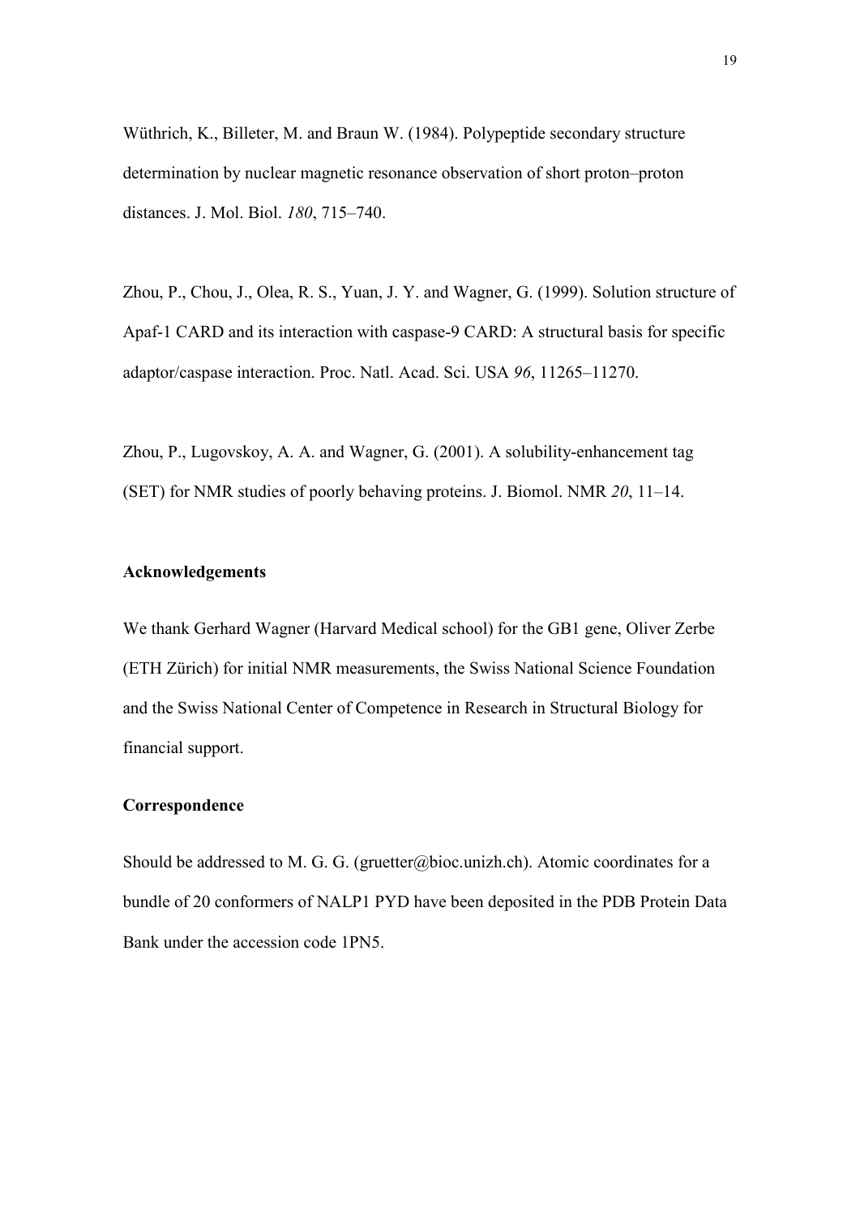Wüthrich, K., Billeter, M. and Braun W. (1984). Polypeptide secondary structure determination by nuclear magnetic resonance observation of short proton–proton distances. J. Mol. Biol. *180*, 715–740.

Zhou, P., Chou, J., Olea, R. S., Yuan, J. Y. and Wagner, G. (1999). Solution structure of Apaf-1 CARD and its interaction with caspase-9 CARD: A structural basis for specific adaptor/caspase interaction. Proc. Natl. Acad. Sci. USA *96*, 11265–11270.

Zhou, P., Lugovskoy, A. A. and Wagner, G. (2001). A solubility-enhancement tag (SET) for NMR studies of poorly behaving proteins. J. Biomol. NMR *20*, 11–14.

## Acknowledgements

We thank Gerhard Wagner (Harvard Medical school) for the GB1 gene, Oliver Zerbe (ETH Zürich) for initial NMR measurements, the Swiss National Science Foundation and the Swiss National Center of Competence in Research in Structural Biology for financial support.

## Correspondence

Should be addressed to M. G. G. (gruetter@bioc.unizh.ch). Atomic coordinates for a bundle of 20 conformers of NALP1 PYD have been deposited in the PDB Protein Data Bank under the accession code 1PN5.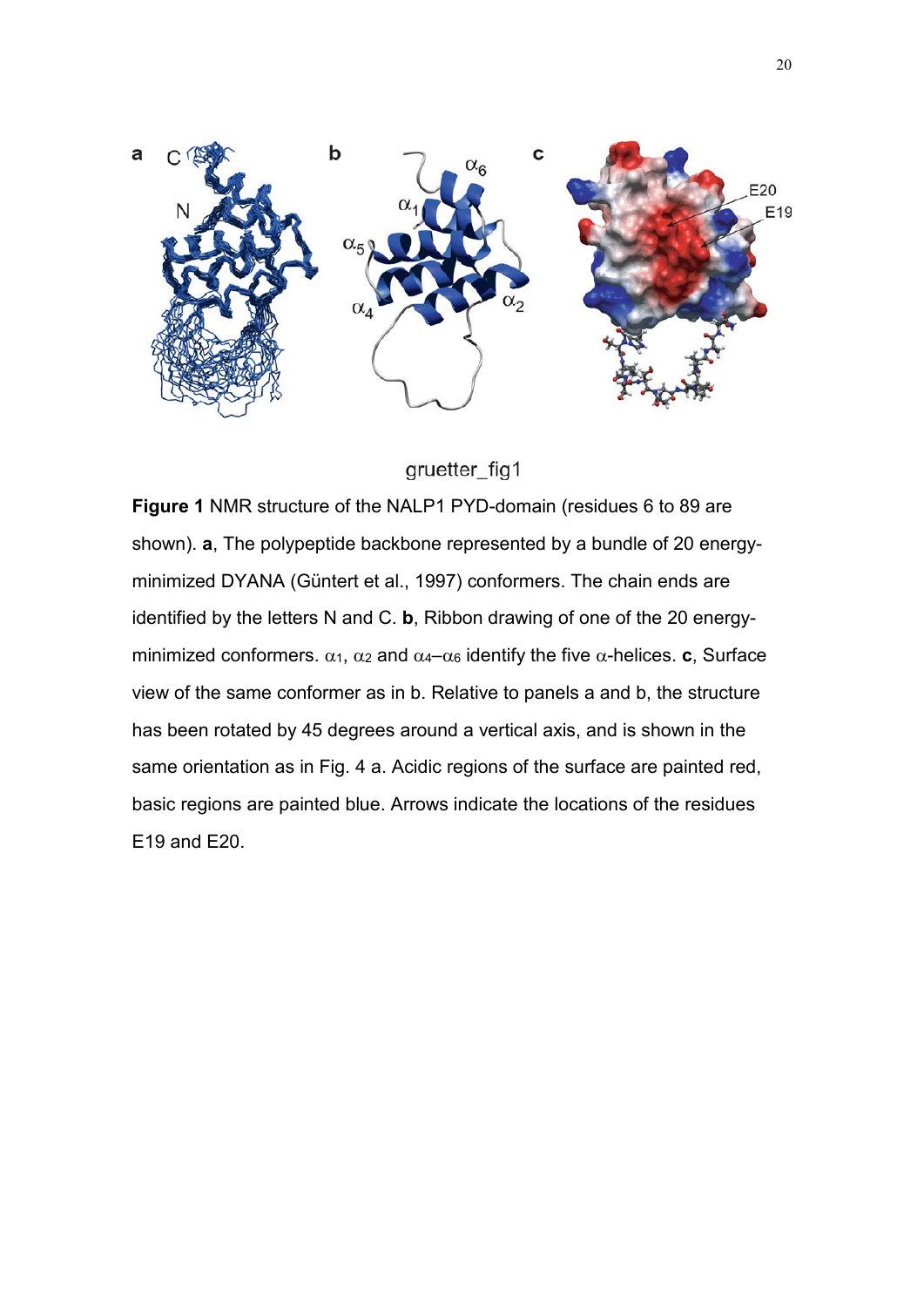gruetter_fig1

**Figure 1** NMR structure of the NALP1 PYD-domain (residues 6 to 89 are shown). **a**, The polypeptide backbone represented by a bundle of 20 energy-minimized DYANA (Güntert et al., 1997) conformers. The chain ends are identified by the letters N and C. **b**, Ribbon drawing of one of the 20 energy-minimized conformers. $\alpha_1$, $\alpha_2$ and $\alpha_4$–$\alpha_6$ identify the five $\alpha$-helices. **c**, Surface view of the same conformer as in b. Relative to panels a and b, the structure has been rotated by 45 degrees around a vertical axis, and is shown in the same orientation as in Fig. 4 a. Acidic regions of the surface are painted red, basic regions are painted blue. Arrows indicate the locations of the residues E19 and E20.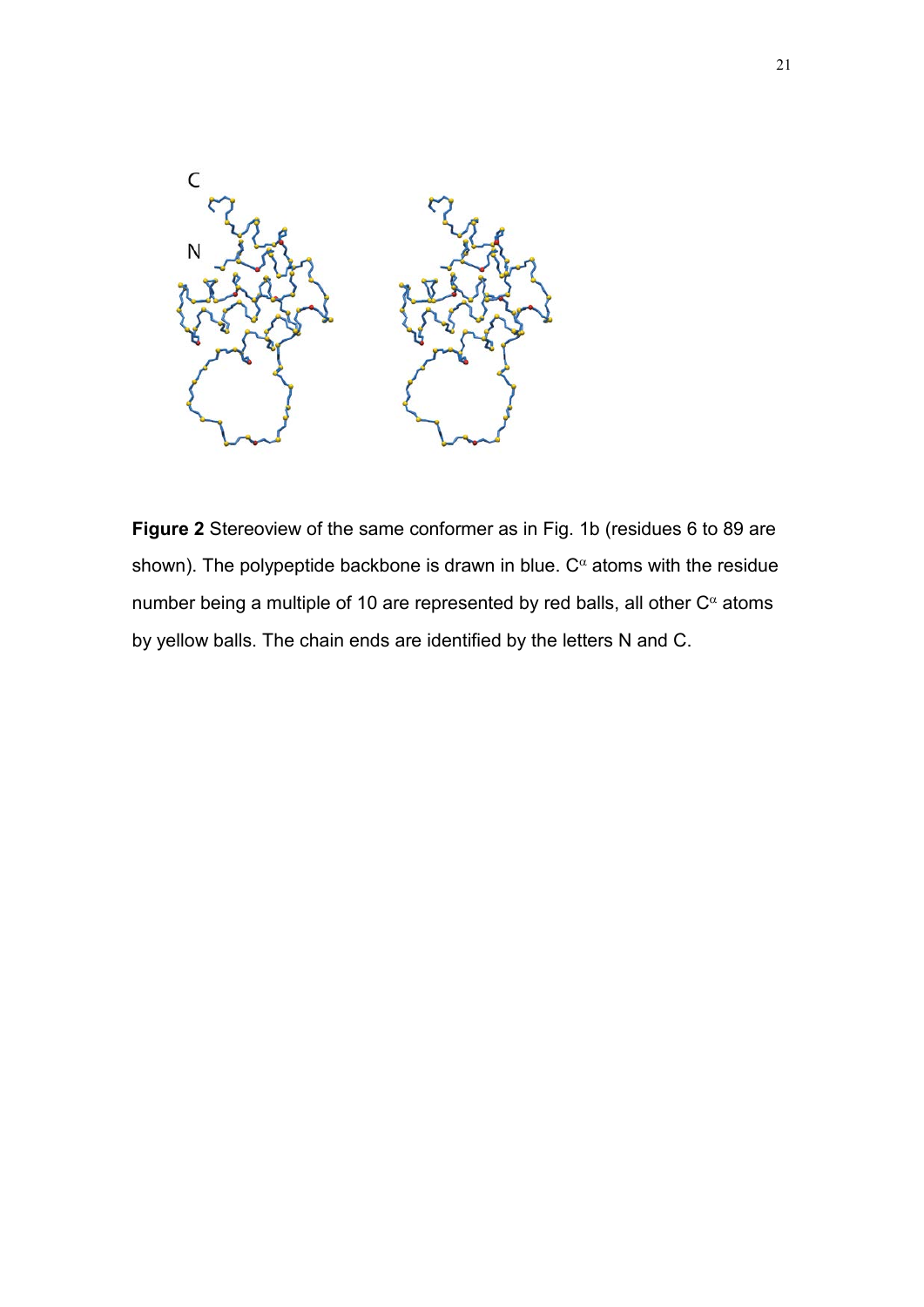**Figure 2** Stereoview of the same conformer as in Fig. 1b (residues 6 to 89 are shown). The polypeptide backbone is drawn in blue. $C^{\alpha}$ atoms with the residue number being a multiple of 10 are represented by red balls, all other $C^{\alpha}$ atoms by yellow balls. The chain ends are identified by the letters N and C.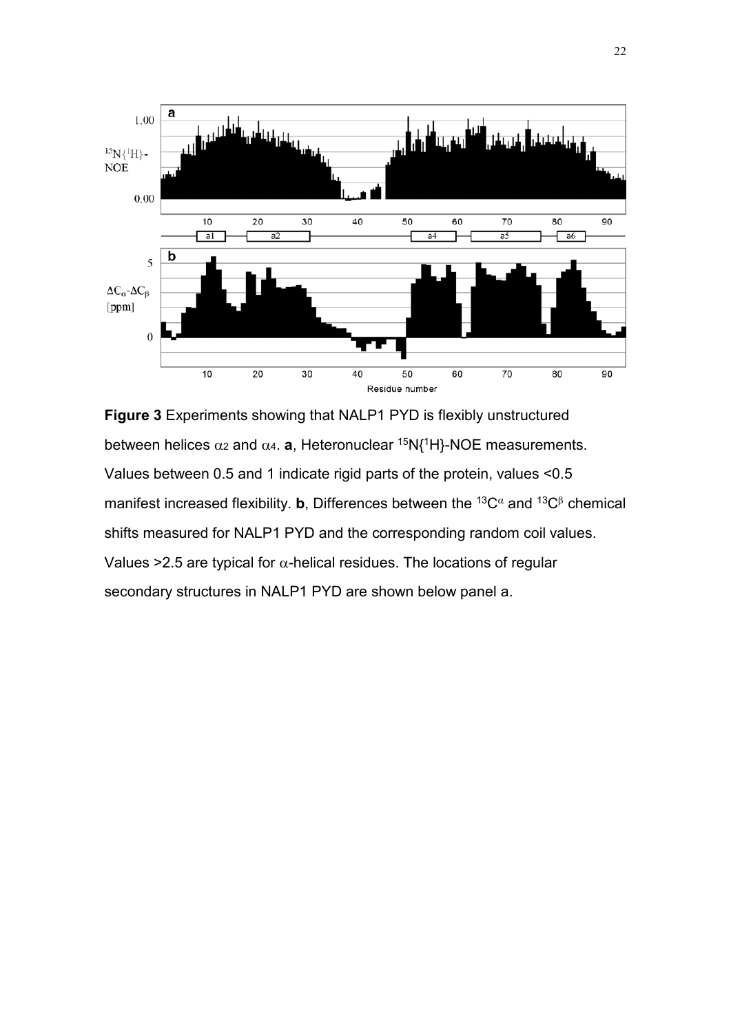**Figure 3** Experiments showing that NALP1 PYD is flexibly unstructured between helices $\alpha_2$ and $\alpha_4$. **a**, Heteronuclear $^{15}N\{^1H\}$-NOE measurements. Values between 0.5 and 1 indicate rigid parts of the protein, values <0.5 manifest increased flexibility. **b**, Differences between the $^{13}C^\alpha$ and $^{13}C^\beta$ chemical shifts measured for NALP1 PYD and the corresponding random coil values. Values >2.5 are typical for $\alpha$-helical residues. The locations of regular secondary structures in NALP1 PYD are shown below panel a.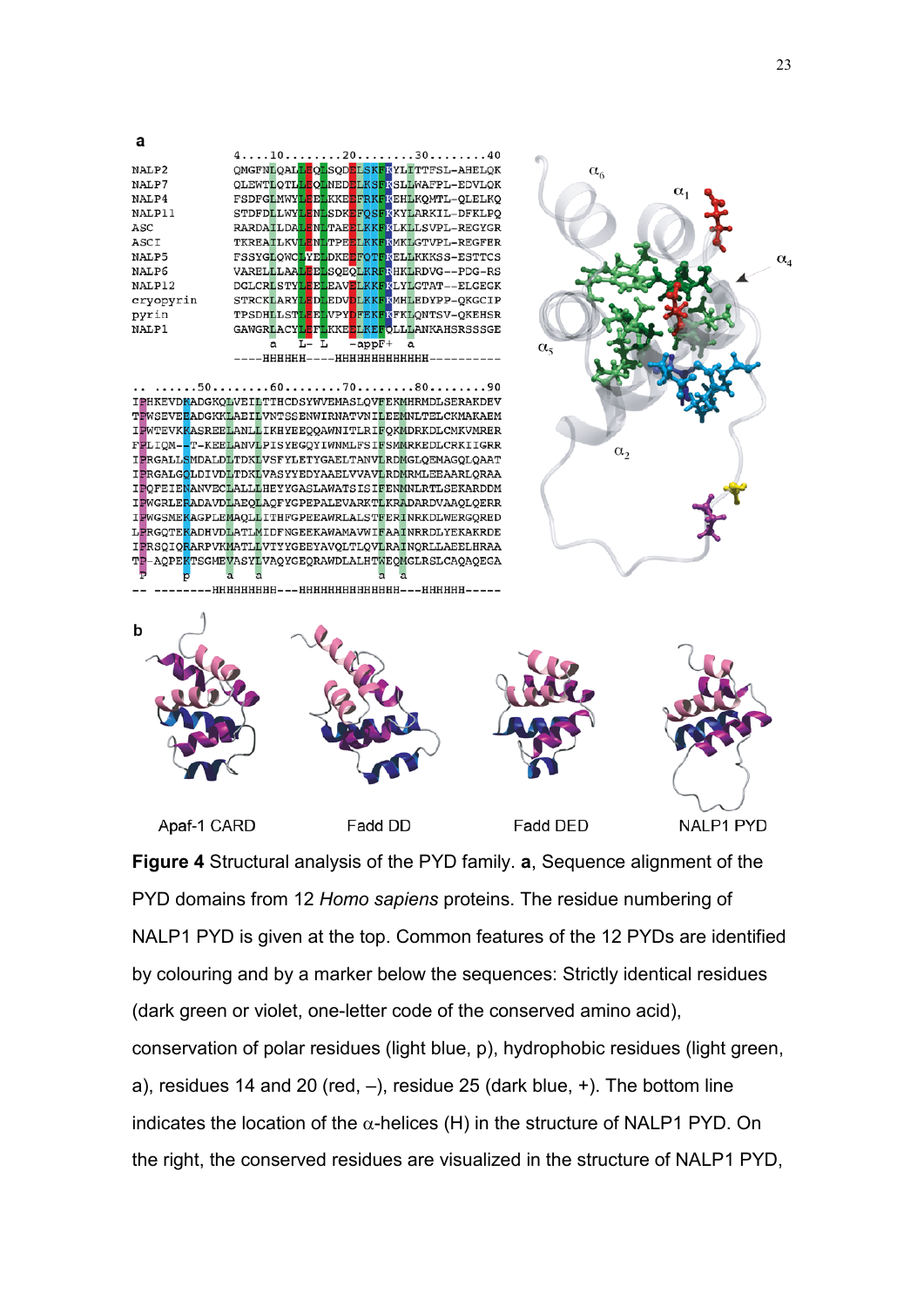**a**

```
            4....10........20........30........40
NALP2       QMGFNLQALLEQLSQDELSKFKYLITTFSL-AHELQK
NALP7       QLEWTLQTLLEQLNEDELKSFKSLLWAFPL-EDVLQK
NALP4       FSDFGLMWYLEELKKEEFRKFKEHLKQMTL-QLELKQ
NALP11      STDFDLLWYLENLSDKEFQSFKKYLARKIL-DFKLPQ
ASC         RARDAILDALENLTAEELKKFKLKLLSVPL-REGYGR
ASCI        TKREAILKVLENLTPEELKKFKMKLGTVPL-REGFER
NALP5       FSSYGLQWCLYELDKEEFQTFKELLKKKSS-ESTTCS
NALP6       VARELLLAALEELSQEQLKRFRHKLRDVG--PDG-RS
NALP12      DGLCRLSTYLEELEAVELKKFKLYLGTAT--ELGEGK
cryopyrin   STRCKLARYLEDLEDVDLKKFKMHLEDYPP-QKGCIP
pyrin       TPSDHLLSTLEELVPYDFEKFKFKLQNTSV-QKEHSR
NALP1       GAWGRLACYLEFLKKEELKEFQLLLANKAHSRSSSGE
                  a    L- L    -appF+  a
            ----HHHHHH----HHHHHHHHHHHH----------
```

```
.. ......50........60........70........80........90
IPHKEVDKADGKQLVEILTTHCDSYWVEMASLQVFEKMHRMDLSERAKDEV
TPWSEVEEADGKKLAEILVNTSSENWIRNATVNILEEMNLTELCKMAKAEM
IPWTEVKKASREELANLLIKHYEEQQAWNITLRIFQKMDRKDLCMKVMRER
FPLIQM--T-KEELANVLPISYEGQYIWNMLFSIFSMMRKEDLCRKIIGRR
IPRGALLSMDALDLTDKLVSFYLETYGAELTANVLRDMGLQEMAGQLQAAT
IPRGALGQLDIVDLTDKLVASYYEDYAAELVVAVLRDMRMLEEAARLQRAA
IPQFEIENANVECLALLLHEYYGASLAWATSISIFENMNLRTLSEKARDDM
IPWGLERADAVDLAEQLAQFYGPEPALEVARKTLKRADARDVAAQLQERR
IPWGSMEKAGPLEMAQLLITHFGPEEAWRLALSTFERINRKDLWERGQRED
LPRGQTEKADHVDLATLMIDFNGEEKAWAMAVWIFAAINRRDLYEKAKRDE
IPRSQIQRARPVKMATLLVTYYGEEYAVQLTLQVLRAINQRLLAEELHRAA
TP-AQPEKTSGMEVASYLVAQYGEQRAWDLALHTWEQMGLRSLCAQAQEGA
 P     p    a  a               a  a
-- --------HHHHHHHHH---HHHHHHHHHHHHH---HHHHHH-----
```

**b**

Apaf-1 CARD    Fadd DD    Fadd DED    NALP1 PYD

**Figure 4** Structural analysis of the PYD family. **a**, Sequence alignment of the PYD domains from 12 *Homo sapiens* proteins. The residue numbering of NALP1 PYD is given at the top. Common features of the 12 PYDs are identified by colouring and by a marker below the sequences: Strictly identical residues (dark green or violet, one-letter code of the conserved amino acid), conservation of polar residues (light blue, p), hydrophobic residues (light green, a), residues 14 and 20 (red, –), residue 25 (dark blue, +). The bottom line indicates the location of the α-helices (H) in the structure of NALP1 PYD. On the right, the conserved residues are visualized in the structure of NALP1 PYD,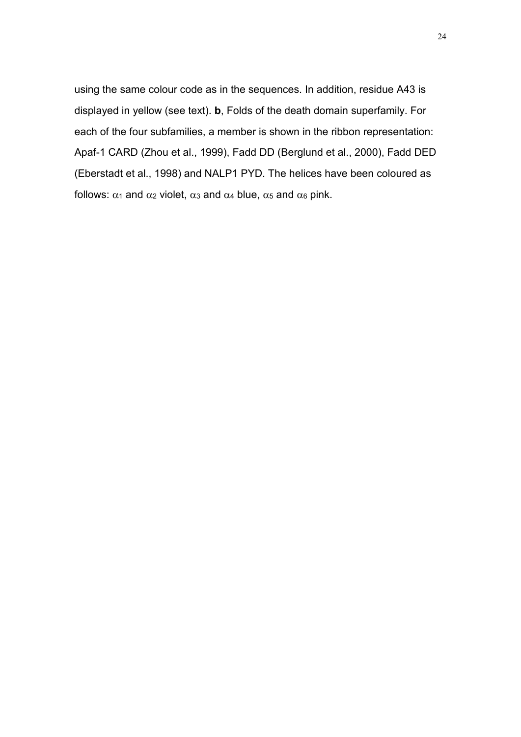using the same colour code as in the sequences. In addition, residue A43 is displayed in yellow (see text). **b**, Folds of the death domain superfamily. For each of the four subfamilies, a member is shown in the ribbon representation: Apaf-1 CARD (Zhou et al., 1999), Fadd DD (Berglund et al., 2000), Fadd DED (Eberstadt et al., 1998) and NALP1 PYD. The helices have been coloured as follows: $\alpha_1$ and $\alpha_2$ violet, $\alpha_3$ and $\alpha_4$ blue, $\alpha_5$ and $\alpha_6$ pink.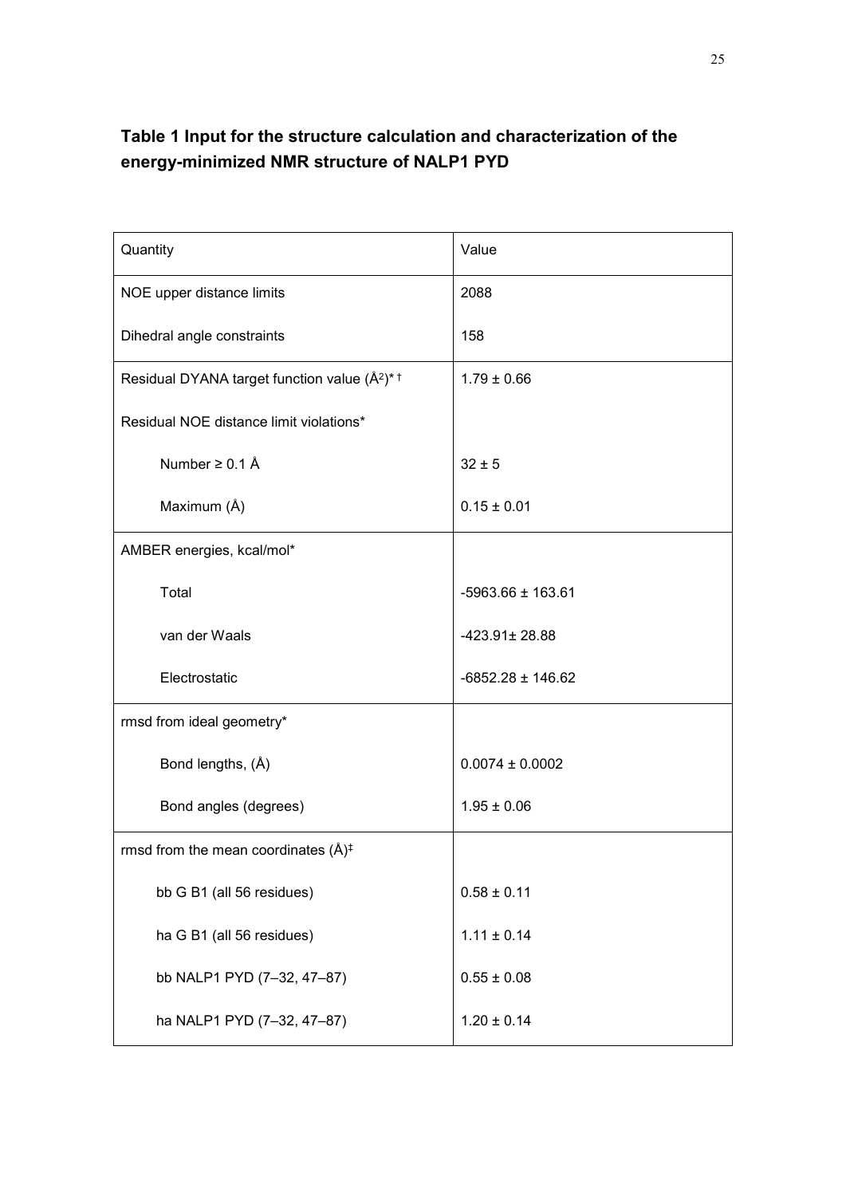**Table 1 Input for the structure calculation and characterization of the energy-minimized NMR structure of NALP1 PYD**

| Quantity | Value |
|---|---|
| NOE upper distance limits | 2088 |
| Dihedral angle constraints | 158 |
| Residual DYANA target function value ($Å^2$)* † | 1.79 ± 0.66 |
| Residual NOE distance limit violations* | |
| Number ≥ 0.1 Å | 32 ± 5 |
| Maximum (Å) | 0.15 ± 0.01 |
| AMBER energies, kcal/mol* | |
| Total | -5963.66 ± 163.61 |
| van der Waals | -423.91± 28.88 |
| Electrostatic | -6852.28 ± 146.62 |
| rmsd from ideal geometry* | |
| Bond lengths, (Å) | 0.0074 ± 0.0002 |
| Bond angles (degrees) | 1.95 ± 0.06 |
| rmsd from the mean coordinates (Å)‡ | |
| bb G B1 (all 56 residues) | 0.58 ± 0.11 |
| ha G B1 (all 56 residues) | 1.11 ± 0.14 |
| bb NALP1 PYD (7–32, 47–87) | 0.55 ± 0.08 |
| ha NALP1 PYD (7–32, 47–87) | 1.20 ± 0.14 |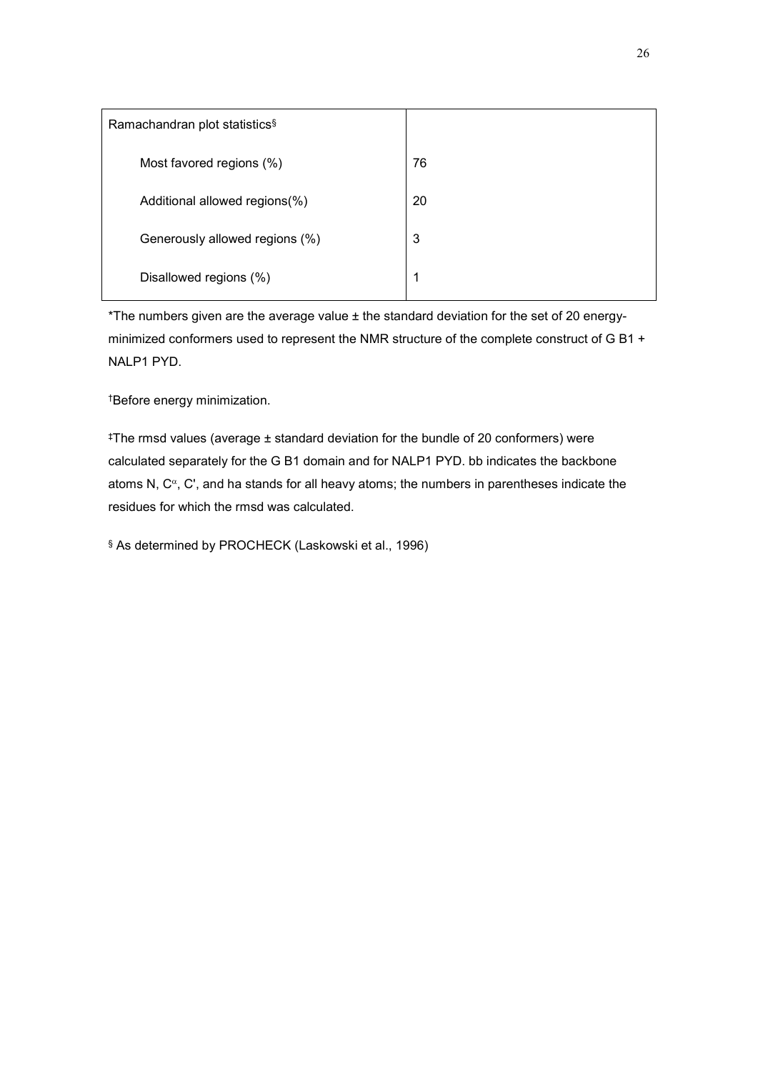| | |
|---|---|
| Ramachandran plot statistics[§] | |
| Most favored regions (%) | 76 |
| Additional allowed regions(%) | 20 |
| Generously allowed regions (%) | 3 |
| Disallowed regions (%) | 1 |

*The numbers given are the average value ± the standard deviation for the set of 20 energy-minimized conformers used to represent the NMR structure of the complete construct of G B1 + NALP1 PYD.

[†]Before energy minimization.

[‡]The rmsd values (average ± standard deviation for the bundle of 20 conformers) were calculated separately for the G B1 domain and for NALP1 PYD. bb indicates the backbone atoms N, $C^{\alpha}$, C', and ha stands for all heavy atoms; the numbers in parentheses indicate the residues for which the rmsd was calculated.

[§] As determined by PROCHECK (Laskowski et al., 1996)